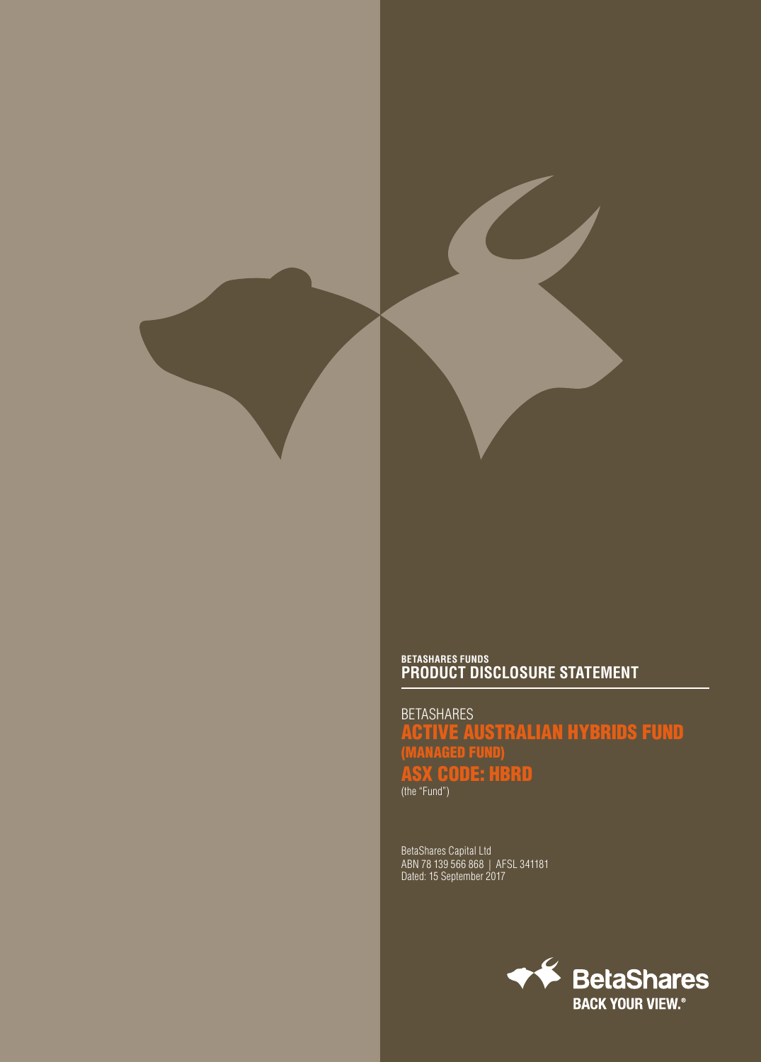**BETASHARES FUNDS**
# PRODUCT DISCLOSURE STATEMENT

BETASHARES
## ACTIVE AUSTRALIAN HYBRIDS FUND (MANAGED FUND)
## ASX CODE: HBRD
(the "Fund")

BetaShares Capital Ltd
ABN 78 139 566 868 | AFSL 341181
Dated: 15 September 2017

BetaShares
BACK YOUR VIEW.®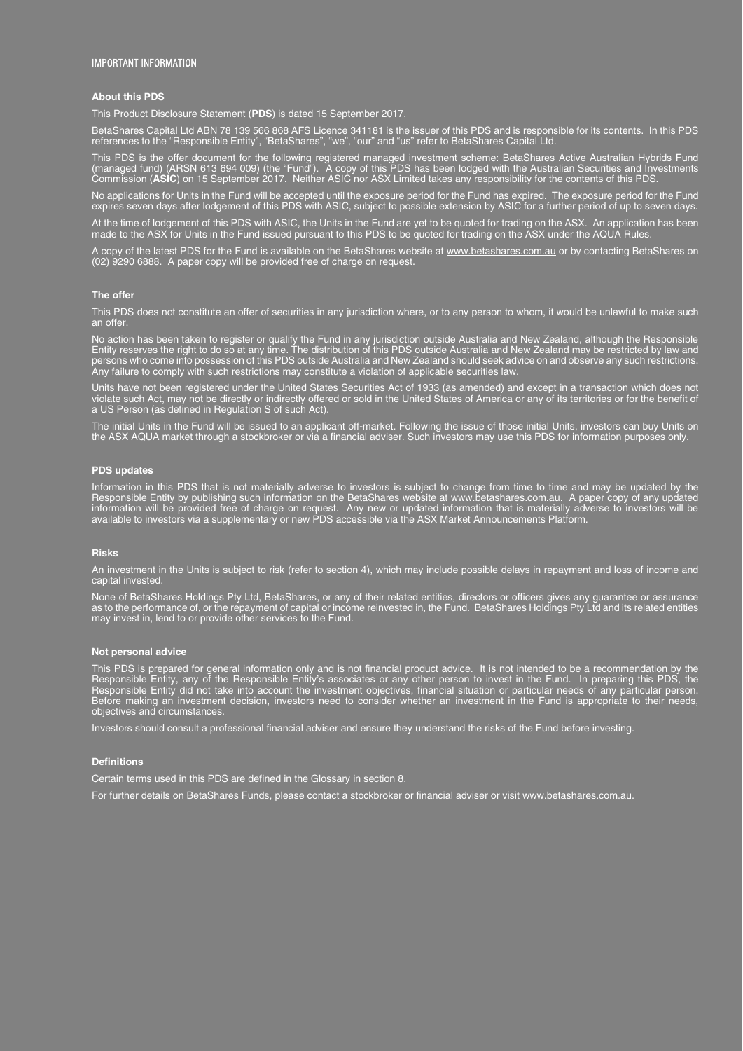# IMPORTANT INFORMATION

## About this PDS

This Product Disclosure Statement (**PDS**) is dated 15 September 2017.

BetaShares Capital Ltd ABN 78 139 566 868 AFS Licence 341181 is the issuer of this PDS and is responsible for its contents. In this PDS references to the "Responsible Entity", "BetaShares", "we", "our" and "us" refer to BetaShares Capital Ltd.

This PDS is the offer document for the following registered managed investment scheme: BetaShares Active Australian Hybrids Fund (managed fund) (ARSN 613 694 009) (the "Fund"). A copy of this PDS has been lodged with the Australian Securities and Investments Commission (**ASIC**) on 15 September 2017. Neither ASIC nor ASX Limited takes any responsibility for the contents of this PDS.

No applications for Units in the Fund will be accepted until the exposure period for the Fund has expired. The exposure period for the Fund expires seven days after lodgement of this PDS with ASIC, subject to possible extension by ASIC for a further period of up to seven days.

At the time of lodgement of this PDS with ASIC, the Units in the Fund are yet to be quoted for trading on the ASX. An application has been made to the ASX for Units in the Fund issued pursuant to this PDS to be quoted for trading on the ASX under the AQUA Rules.

A copy of the latest PDS for the Fund is available on the BetaShares website at www.betashares.com.au or by contacting BetaShares on (02) 9290 6888. A paper copy will be provided free of charge on request.

## The offer

This PDS does not constitute an offer of securities in any jurisdiction where, or to any person to whom, it would be unlawful to make such an offer.

No action has been taken to register or qualify the Fund in any jurisdiction outside Australia and New Zealand, although the Responsible Entity reserves the right to do so at any time. The distribution of this PDS outside Australia and New Zealand may be restricted by law and persons who come into possession of this PDS outside Australia and New Zealand should seek advice on and observe any such restrictions. Any failure to comply with such restrictions may constitute a violation of applicable securities law.

Units have not been registered under the United States Securities Act of 1933 (as amended) and except in a transaction which does not violate such Act, may not be directly or indirectly offered or sold in the United States of America or any of its territories or for the benefit of a US Person (as defined in Regulation S of such Act).

The initial Units in the Fund will be issued to an applicant off-market. Following the issue of those initial Units, investors can buy Units on the ASX AQUA market through a stockbroker or via a financial adviser. Such investors may use this PDS for information purposes only.

## PDS updates

Information in this PDS that is not materially adverse to investors is subject to change from time to time and may be updated by the Responsible Entity by publishing such information on the BetaShares website at www.betashares.com.au. A paper copy of any updated information will be provided free of charge on request. Any new or updated information that is materially adverse to investors will be available to investors via a supplementary or new PDS accessible via the ASX Market Announcements Platform.

## Risks

An investment in the Units is subject to risk (refer to section 4), which may include possible delays in repayment and loss of income and capital invested.

None of BetaShares Holdings Pty Ltd, BetaShares, or any of their related entities, directors or officers gives any guarantee or assurance as to the performance of, or the repayment of capital or income reinvested in, the Fund. BetaShares Holdings Pty Ltd and its related entities may invest in, lend to or provide other services to the Fund.

## Not personal advice

This PDS is prepared for general information only and is not financial product advice. It is not intended to be a recommendation by the Responsible Entity, any of the Responsible Entity's associates or any other person to invest in the Fund. In preparing this PDS, the Responsible Entity did not take into account the investment objectives, financial situation or particular needs of any particular person. Before making an investment decision, investors need to consider whether an investment in the Fund is appropriate to their needs, objectives and circumstances.

Investors should consult a professional financial adviser and ensure they understand the risks of the Fund before investing.

## Definitions

Certain terms used in this PDS are defined in the Glossary in section 8.

For further details on BetaShares Funds, please contact a stockbroker or financial adviser or visit www.betashares.com.au.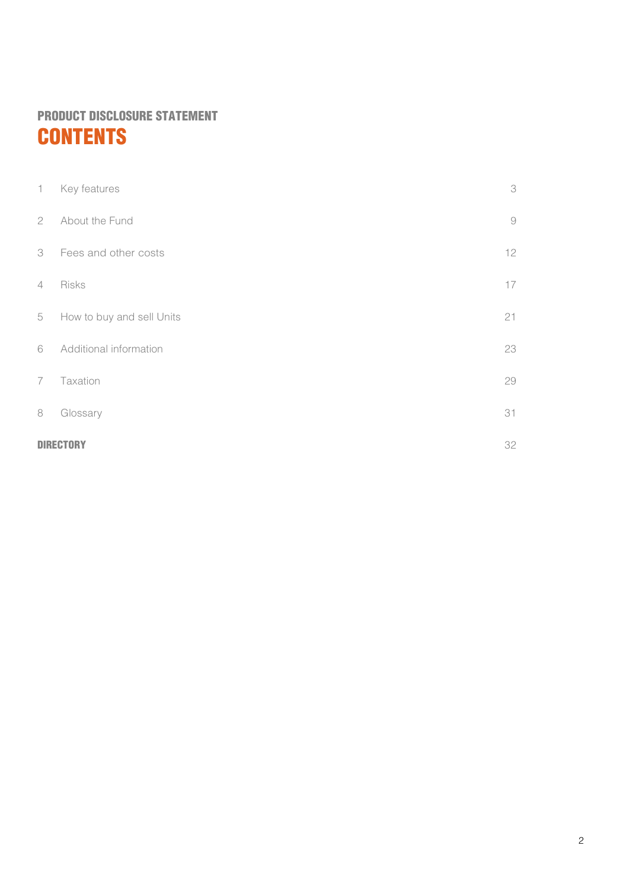## PRODUCT DISCLOSURE STATEMENT

# CONTENTS

| | | |
|---|---|---|
| 1 | Key features | 3 |
| 2 | About the Fund | 9 |
| 3 | Fees and other costs | 12 |
| 4 | Risks | 17 |
| 5 | How to buy and sell Units | 21 |
| 6 | Additional information | 23 |
| 7 | Taxation | 29 |
| 8 | Glossary | 31 |
| **DIRECTORY** | | 32 |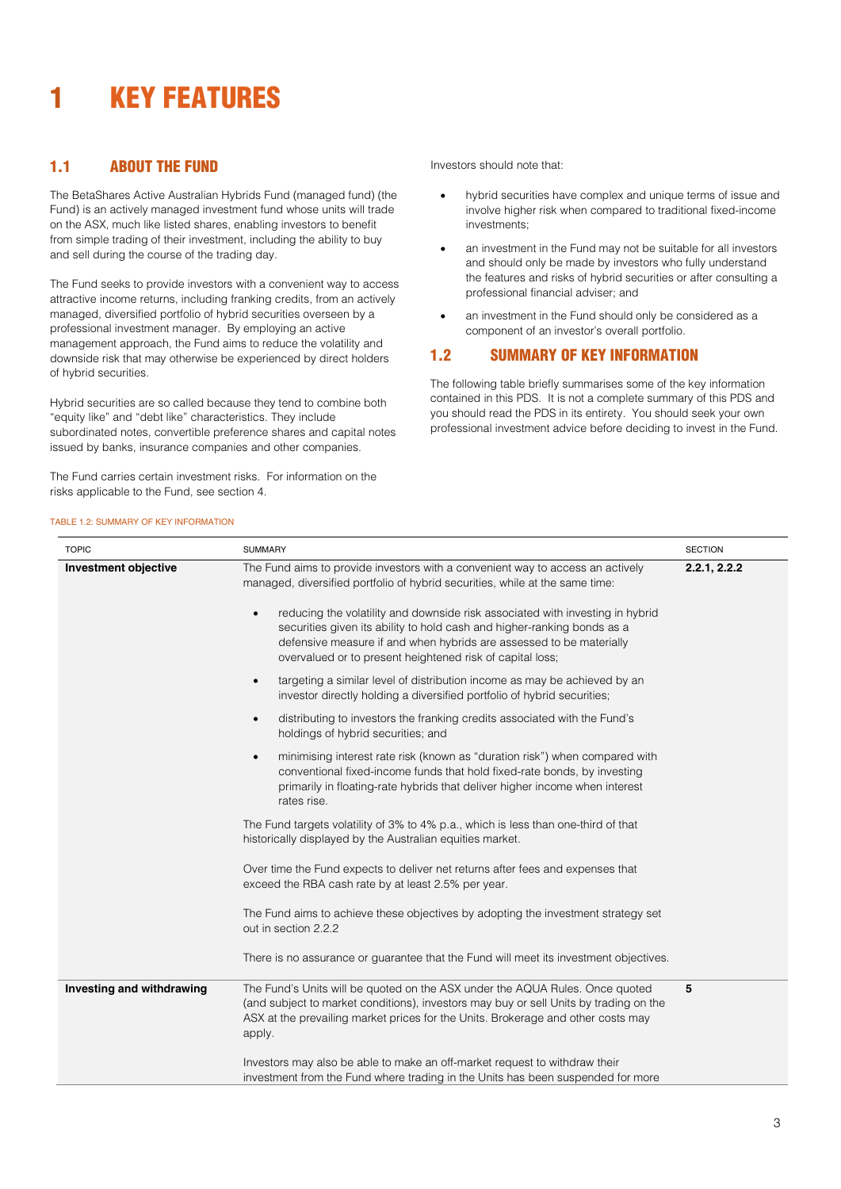# 1 KEY FEATURES

## 1.1 ABOUT THE FUND

The BetaShares Active Australian Hybrids Fund (managed fund) (the Fund) is an actively managed investment fund whose units will trade on the ASX, much like listed shares, enabling investors to benefit from simple trading of their investment, including the ability to buy and sell during the course of the trading day.

The Fund seeks to provide investors with a convenient way to access attractive income returns, including franking credits, from an actively managed, diversified portfolio of hybrid securities overseen by a professional investment manager. By employing an active management approach, the Fund aims to reduce the volatility and downside risk that may otherwise be experienced by direct holders of hybrid securities.

Hybrid securities are so called because they tend to combine both "equity like" and "debt like" characteristics. They include subordinated notes, convertible preference shares and capital notes issued by banks, insurance companies and other companies.

The Fund carries certain investment risks. For information on the risks applicable to the Fund, see section 4.

Investors should note that:

- hybrid securities have complex and unique terms of issue and involve higher risk when compared to traditional fixed-income investments;
- an investment in the Fund may not be suitable for all investors and should only be made by investors who fully understand the features and risks of hybrid securities or after consulting a professional financial adviser; and
- an investment in the Fund should only be considered as a component of an investor's overall portfolio.

## 1.2 SUMMARY OF KEY INFORMATION

The following table briefly summarises some of the key information contained in this PDS. It is not a complete summary of this PDS and you should read the PDS in its entirety. You should seek your own professional investment advice before deciding to invest in the Fund.

TABLE 1.2: SUMMARY OF KEY INFORMATION

| TOPIC | SUMMARY | SECTION |
|---|---|---|
| **Investment objective** | The Fund aims to provide investors with a convenient way to access an actively managed, diversified portfolio of hybrid securities, while at the same time:<br><br>• reducing the volatility and downside risk associated with investing in hybrid securities given its ability to hold cash and higher-ranking bonds as a defensive measure if and when hybrids are assessed to be materially overvalued or to present heightened risk of capital loss;<br>• targeting a similar level of distribution income as may be achieved by an investor directly holding a diversified portfolio of hybrid securities;<br>• distributing to investors the franking credits associated with the Fund's holdings of hybrid securities; and<br>• minimising interest rate risk (known as "duration risk") when compared with conventional fixed-income funds that hold fixed-rate bonds, by investing primarily in floating-rate hybrids that deliver higher income when interest rates rise.<br><br>The Fund targets volatility of 3% to 4% p.a., which is less than one-third of that historically displayed by the Australian equities market.<br><br>Over time the Fund expects to deliver net returns after fees and expenses that exceed the RBA cash rate by at least 2.5% per year.<br><br>The Fund aims to achieve these objectives by adopting the investment strategy set out in section 2.2.2<br><br>There is no assurance or guarantee that the Fund will meet its investment objectives. | **2.2.1, 2.2.2** |
| **Investing and withdrawing** | The Fund's Units will be quoted on the ASX under the AQUA Rules. Once quoted (and subject to market conditions), investors may buy or sell Units by trading on the ASX at the prevailing market prices for the Units. Brokerage and other costs may apply.<br><br>Investors may also be able to make an off-market request to withdraw their investment from the Fund where trading in the Units has been suspended for more | **5** |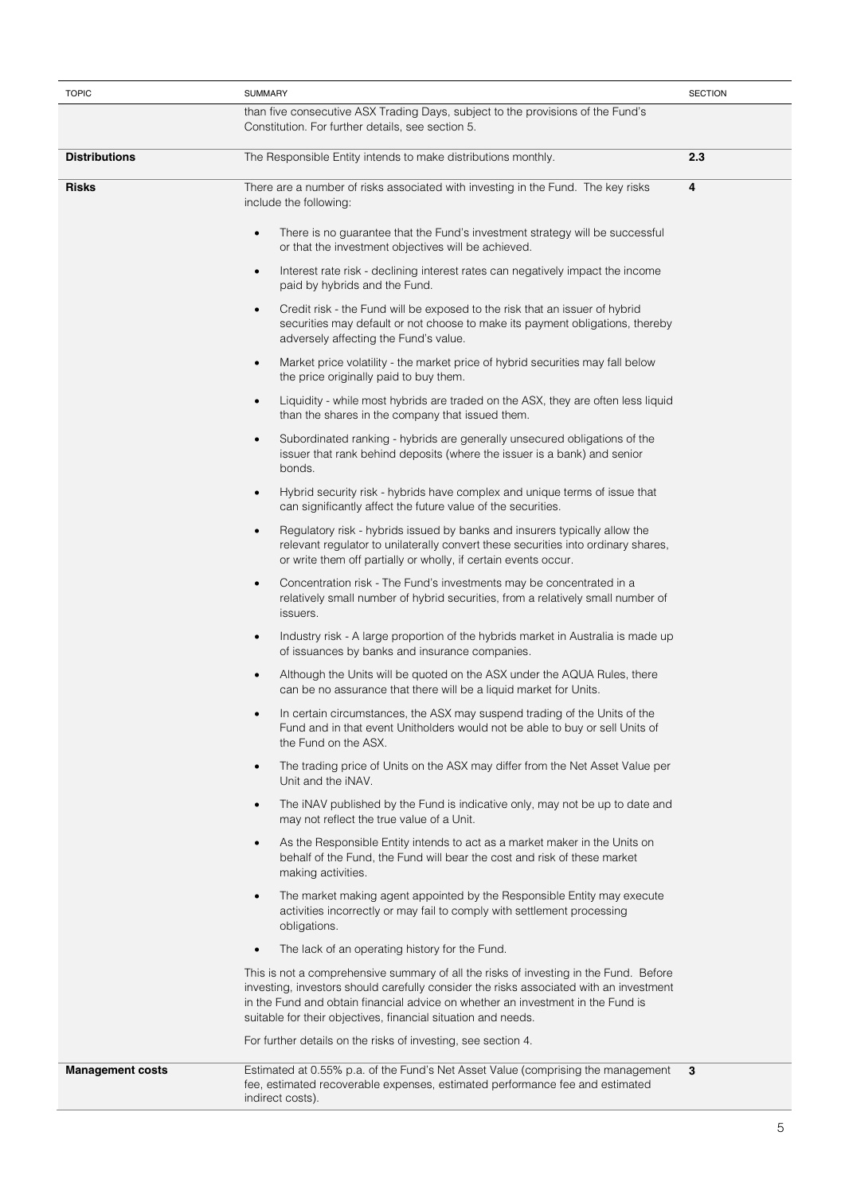| TOPIC | SUMMARY | SECTION |
| --- | --- | --- |
| | than five consecutive ASX Trading Days, subject to the provisions of the Fund's Constitution. For further details, see section 5. | |
| **Distributions** | The Responsible Entity intends to make distributions monthly. | **2.3** |
| **Risks** | There are a number of risks associated with investing in the Fund. The key risks include the following:<br><br>• There is no guarantee that the Fund's investment strategy will be successful or that the investment objectives will be achieved.<br>• Interest rate risk - declining interest rates can negatively impact the income paid by hybrids and the Fund.<br>• Credit risk - the Fund will be exposed to the risk that an issuer of hybrid securities may default or not choose to make its payment obligations, thereby adversely affecting the Fund's value.<br>• Market price volatility - the market price of hybrid securities may fall below the price originally paid to buy them.<br>• Liquidity - while most hybrids are traded on the ASX, they are often less liquid than the shares in the company that issued them.<br>• Subordinated ranking - hybrids are generally unsecured obligations of the issuer that rank behind deposits (where the issuer is a bank) and senior bonds.<br>• Hybrid security risk - hybrids have complex and unique terms of issue that can significantly affect the future value of the securities.<br>• Regulatory risk - hybrids issued by banks and insurers typically allow the relevant regulator to unilaterally convert these securities into ordinary shares, or write them off partially or wholly, if certain events occur.<br>• Concentration risk - The Fund's investments may be concentrated in a relatively small number of hybrid securities, from a relatively small number of issuers.<br>• Industry risk - A large proportion of the hybrids market in Australia is made up of issuances by banks and insurance companies.<br>• Although the Units will be quoted on the ASX under the AQUA Rules, there can be no assurance that there will be a liquid market for Units.<br>• In certain circumstances, the ASX may suspend trading of the Units of the Fund and in that event Unitholders would not be able to buy or sell Units of the Fund on the ASX.<br>• The trading price of Units on the ASX may differ from the Net Asset Value per Unit and the iNAV.<br>• The iNAV published by the Fund is indicative only, may not be up to date and may not reflect the true value of a Unit.<br>• As the Responsible Entity intends to act as a market maker in the Units on behalf of the Fund, the Fund will bear the cost and risk of these market making activities.<br>• The market making agent appointed by the Responsible Entity may execute activities incorrectly or may fail to comply with settlement processing obligations.<br>• The lack of an operating history for the Fund.<br><br>This is not a comprehensive summary of all the risks of investing in the Fund. Before investing, investors should carefully consider the risks associated with an investment in the Fund and obtain financial advice on whether an investment in the Fund is suitable for their objectives, financial situation and needs.<br><br>For further details on the risks of investing, see section 4. | **4** |
| **Management costs** | Estimated at 0.55% p.a. of the Fund's Net Asset Value (comprising the management fee, estimated recoverable expenses, estimated performance fee and estimated indirect costs). | **3** |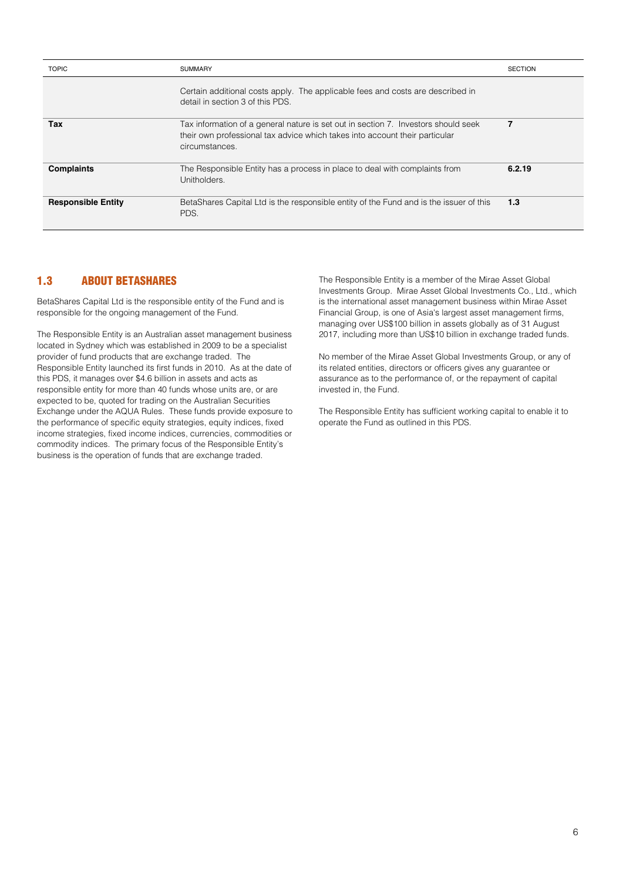| TOPIC | SUMMARY | SECTION |
|---|---|---|
| | Certain additional costs apply. The applicable fees and costs are described in detail in section 3 of this PDS. | |
| **Tax** | Tax information of a general nature is set out in section 7. Investors should seek their own professional tax advice which takes into account their particular circumstances. | **7** |
| **Complaints** | The Responsible Entity has a process in place to deal with complaints from Unitholders. | **6.2.19** |
| **Responsible Entity** | BetaShares Capital Ltd is the responsible entity of the Fund and is the issuer of this PDS. | **1.3** |

## 1.3 ABOUT BETASHARES

BetaShares Capital Ltd is the responsible entity of the Fund and is responsible for the ongoing management of the Fund.

The Responsible Entity is an Australian asset management business located in Sydney which was established in 2009 to be a specialist provider of fund products that are exchange traded. The Responsible Entity launched its first funds in 2010. As at the date of this PDS, it manages over $4.6 billion in assets and acts as responsible entity for more than 40 funds whose units are, or are expected to be, quoted for trading on the Australian Securities Exchange under the AQUA Rules. These funds provide exposure to the performance of specific equity strategies, equity indices, fixed income strategies, fixed income indices, currencies, commodities or commodity indices. The primary focus of the Responsible Entity's business is the operation of funds that are exchange traded.

The Responsible Entity is a member of the Mirae Asset Global Investments Group. Mirae Asset Global Investments Co., Ltd., which is the international asset management business within Mirae Asset Financial Group, is one of Asia's largest asset management firms, managing over US$100 billion in assets globally as of 31 August 2017, including more than US$10 billion in exchange traded funds.

No member of the Mirae Asset Global Investments Group, or any of its related entities, directors or officers gives any guarantee or assurance as to the performance of, or the repayment of capital invested in, the Fund.

The Responsible Entity has sufficient working capital to enable it to operate the Fund as outlined in this PDS.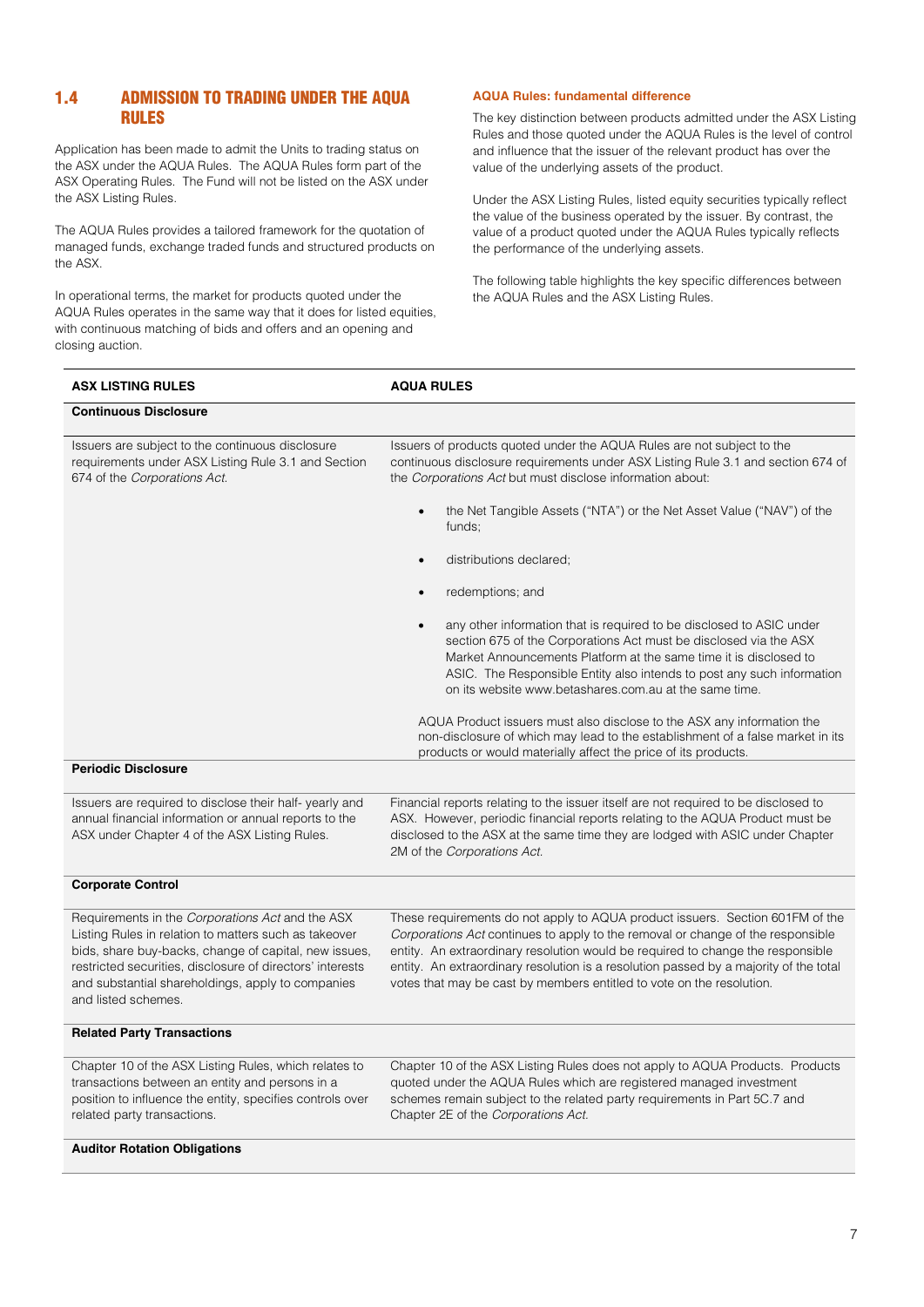## 1.4 ADMISSION TO TRADING UNDER THE AQUA RULES

Application has been made to admit the Units to trading status on the ASX under the AQUA Rules. The AQUA Rules form part of the ASX Operating Rules. The Fund will not be listed on the ASX under the ASX Listing Rules.

The AQUA Rules provides a tailored framework for the quotation of managed funds, exchange traded funds and structured products on the ASX.

In operational terms, the market for products quoted under the AQUA Rules operates in the same way that it does for listed equities, with continuous matching of bids and offers and an opening and closing auction.

### AQUA Rules: fundamental difference

The key distinction between products admitted under the ASX Listing Rules and those quoted under the AQUA Rules is the level of control and influence that the issuer of the relevant product has over the value of the underlying assets of the product.

Under the ASX Listing Rules, listed equity securities typically reflect the value of the business operated by the issuer. By contrast, the value of a product quoted under the AQUA Rules typically reflects the performance of the underlying assets.

The following table highlights the key specific differences between the AQUA Rules and the ASX Listing Rules.

| ASX LISTING RULES | AQUA RULES |
|---|---|
| **Continuous Disclosure** | |
| Issuers are subject to the continuous disclosure requirements under ASX Listing Rule 3.1 and Section 674 of the *Corporations Act*. | Issuers of products quoted under the AQUA Rules are not subject to the continuous disclosure requirements under ASX Listing Rule 3.1 and section 674 of the *Corporations Act* but must disclose information about:<br>• the Net Tangible Assets ("NTA") or the Net Asset Value ("NAV") of the funds;<br>• distributions declared;<br>• redemptions; and<br>• any other information that is required to be disclosed to ASIC under section 675 of the Corporations Act must be disclosed via the ASX Market Announcements Platform at the same time it is disclosed to ASIC. The Responsible Entity also intends to post any such information on its website www.betashares.com.au at the same time.<br>AQUA Product issuers must also disclose to the ASX any information the non-disclosure of which may lead to the establishment of a false market in its products or would materially affect the price of its products. |
| **Periodic Disclosure** | |
| Issuers are required to disclose their half- yearly and annual financial information or annual reports to the ASX under Chapter 4 of the ASX Listing Rules. | Financial reports relating to the issuer itself are not required to be disclosed to ASX. However, periodic financial reports relating to the AQUA Product must be disclosed to the ASX at the same time they are lodged with ASIC under Chapter 2M of the *Corporations Act*. |
| **Corporate Control** | |
| Requirements in the *Corporations Act* and the ASX Listing Rules in relation to matters such as takeover bids, share buy-backs, change of capital, new issues, restricted securities, disclosure of directors' interests and substantial shareholdings, apply to companies and listed schemes. | These requirements do not apply to AQUA product issuers. Section 601FM of the *Corporations Act* continues to apply to the removal or change of the responsible entity. An extraordinary resolution would be required to change the responsible entity. An extraordinary resolution is a resolution passed by a majority of the total votes that may be cast by members entitled to vote on the resolution. |
| **Related Party Transactions** | |
| Chapter 10 of the ASX Listing Rules, which relates to transactions between an entity and persons in a position to influence the entity, specifies controls over related party transactions. | Chapter 10 of the ASX Listing Rules does not apply to AQUA Products. Products quoted under the AQUA Rules which are registered managed investment schemes remain subject to the related party requirements in Part 5C.7 and Chapter 2E of the *Corporations Act*. |
| **Auditor Rotation Obligations** | |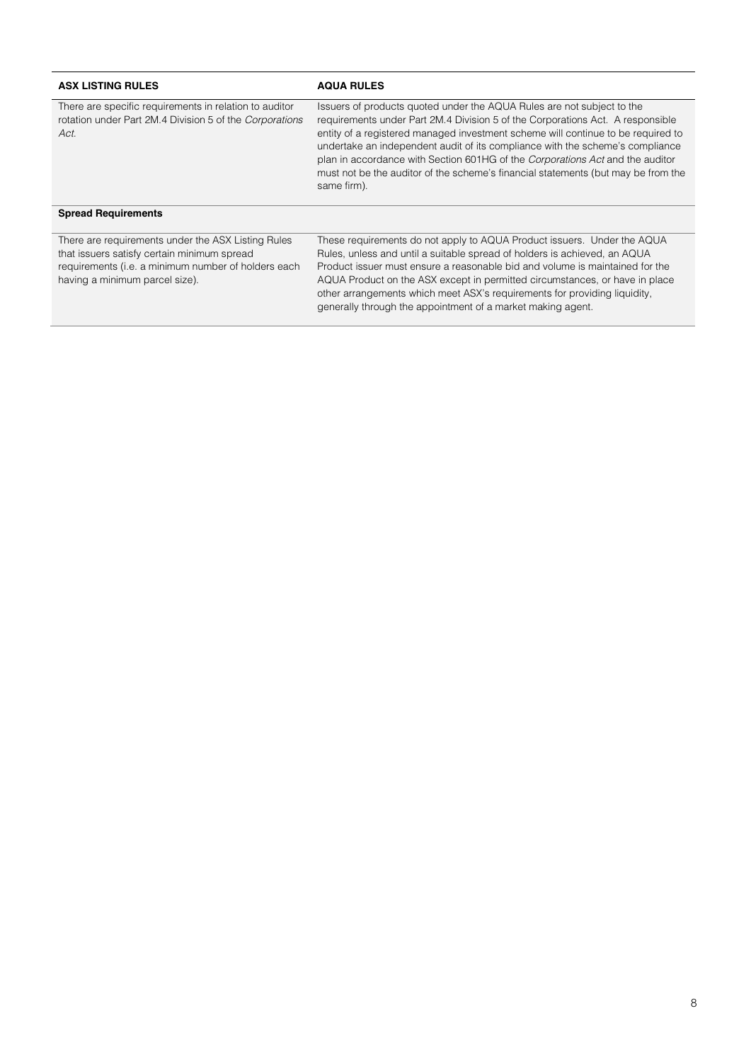| ASX LISTING RULES | AQUA RULES |
| --- | --- |
| There are specific requirements in relation to auditor rotation under Part 2M.4 Division 5 of the *Corporations Act*. | Issuers of products quoted under the AQUA Rules are not subject to the requirements under Part 2M.4 Division 5 of the Corporations Act. A responsible entity of a registered managed investment scheme will continue to be required to undertake an independent audit of its compliance with the scheme's compliance plan in accordance with Section 601HG of the *Corporations Act* and the auditor must not be the auditor of the scheme's financial statements (but may be from the same firm). |
| **Spread Requirements** | |
| There are requirements under the ASX Listing Rules that issuers satisfy certain minimum spread requirements (i.e. a minimum number of holders each having a minimum parcel size). | These requirements do not apply to AQUA Product issuers. Under the AQUA Rules, unless and until a suitable spread of holders is achieved, an AQUA Product issuer must ensure a reasonable bid and volume is maintained for the AQUA Product on the ASX except in permitted circumstances, or have in place other arrangements which meet ASX's requirements for providing liquidity, generally through the appointment of a market making agent. |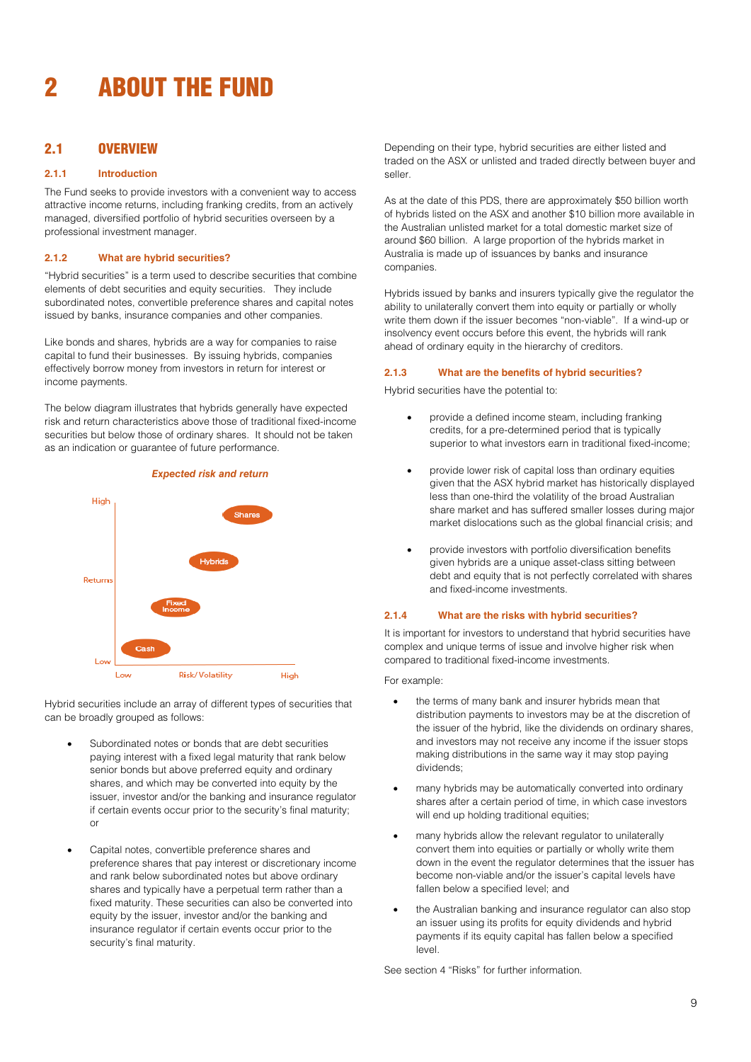# 2 ABOUT THE FUND

## 2.1 OVERVIEW

### 2.1.1 Introduction

The Fund seeks to provide investors with a convenient way to access attractive income returns, including franking credits, from an actively managed, diversified portfolio of hybrid securities overseen by a professional investment manager.

### 2.1.2 What are hybrid securities?

"Hybrid securities" is a term used to describe securities that combine elements of debt securities and equity securities. They include subordinated notes, convertible preference shares and capital notes issued by banks, insurance companies and other companies.

Like bonds and shares, hybrids are a way for companies to raise capital to fund their businesses. By issuing hybrids, companies effectively borrow money from investors in return for interest or income payments.

The below diagram illustrates that hybrids generally have expected risk and return characteristics above those of traditional fixed-income securities but below those of ordinary shares. It should not be taken as an indication or guarantee of future performance.

*Expected risk and return*

Returns (Low to High) vs Risk/Volatility (Low to High): Cash, Fixed Income, Hybrids, Shares

Hybrid securities include an array of different types of securities that can be broadly grouped as follows:

- Subordinated notes or bonds that are debt securities paying interest with a fixed legal maturity that rank below senior bonds but above preferred equity and ordinary shares, and which may be converted into equity by the issuer, investor and/or the banking and insurance regulator if certain events occur prior to the security's final maturity; or

- Capital notes, convertible preference shares and preference shares that pay interest or discretionary income and rank below subordinated notes but above ordinary shares and typically have a perpetual term rather than a fixed maturity. These securities can also be converted into equity by the issuer, investor and/or the banking and insurance regulator if certain events occur prior to the security's final maturity.

Depending on their type, hybrid securities are either listed and traded on the ASX or unlisted and traded directly between buyer and seller.

As at the date of this PDS, there are approximately $50 billion worth of hybrids listed on the ASX and another $10 billion more available in the Australian unlisted market for a total domestic market size of around $60 billion. A large proportion of the hybrids market in Australia is made up of issuances by banks and insurance companies.

Hybrids issued by banks and insurers typically give the regulator the ability to unilaterally convert them into equity or partially or wholly write them down if the issuer becomes "non-viable". If a wind-up or insolvency event occurs before this event, the hybrids will rank ahead of ordinary equity in the hierarchy of creditors.

### 2.1.3 What are the benefits of hybrid securities?

Hybrid securities have the potential to:

- provide a defined income steam, including franking credits, for a pre-determined period that is typically superior to what investors earn in traditional fixed-income;

- provide lower risk of capital loss than ordinary equities given that the ASX hybrid market has historically displayed less than one-third the volatility of the broad Australian share market and has suffered smaller losses during major market dislocations such as the global financial crisis; and

- provide investors with portfolio diversification benefits given hybrids are a unique asset-class sitting between debt and equity that is not perfectly correlated with shares and fixed-income investments.

### 2.1.4 What are the risks with hybrid securities?

It is important for investors to understand that hybrid securities have complex and unique terms of issue and involve higher risk when compared to traditional fixed-income investments.

For example:

- the terms of many bank and insurer hybrids mean that distribution payments to investors may be at the discretion of the issuer of the hybrid, like the dividends on ordinary shares, and investors may not receive any income if the issuer stops making distributions in the same way it may stop paying dividends;

- many hybrids may be automatically converted into ordinary shares after a certain period of time, in which case investors will end up holding traditional equities;

- many hybrids allow the relevant regulator to unilaterally convert them into equities or partially or wholly write them down in the event the regulator determines that the issuer has become non-viable and/or the issuer's capital levels have fallen below a specified level; and

- the Australian banking and insurance regulator can also stop an issuer using its profits for equity dividends and hybrid payments if its equity capital has fallen below a specified level.

See section 4 "Risks" for further information.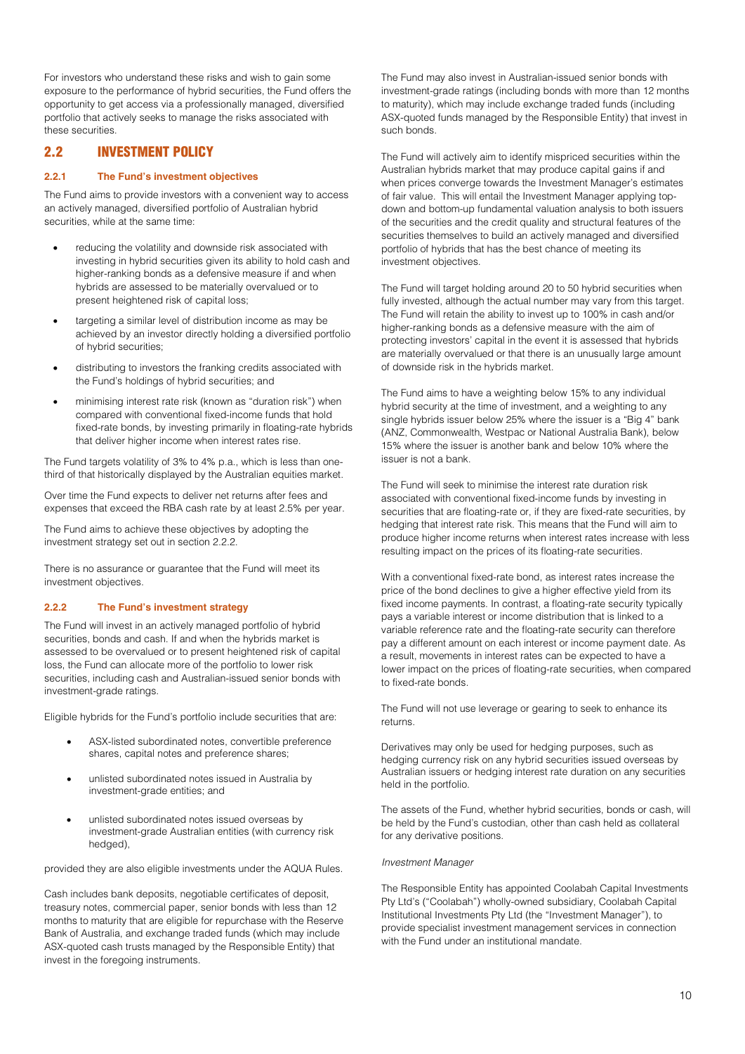For investors who understand these risks and wish to gain some exposure to the performance of hybrid securities, the Fund offers the opportunity to get access via a professionally managed, diversified portfolio that actively seeks to manage the risks associated with these securities.

## 2.2 INVESTMENT POLICY

### 2.2.1 The Fund's investment objectives

The Fund aims to provide investors with a convenient way to access an actively managed, diversified portfolio of Australian hybrid securities, while at the same time:

- reducing the volatility and downside risk associated with investing in hybrid securities given its ability to hold cash and higher-ranking bonds as a defensive measure if and when hybrids are assessed to be materially overvalued or to present heightened risk of capital loss;
- targeting a similar level of distribution income as may be achieved by an investor directly holding a diversified portfolio of hybrid securities;
- distributing to investors the franking credits associated with the Fund's holdings of hybrid securities; and
- minimising interest rate risk (known as "duration risk") when compared with conventional fixed-income funds that hold fixed-rate bonds, by investing primarily in floating-rate hybrids that deliver higher income when interest rates rise.

The Fund targets volatility of 3% to 4% p.a., which is less than one-third of that historically displayed by the Australian equities market.

Over time the Fund expects to deliver net returns after fees and expenses that exceed the RBA cash rate by at least 2.5% per year.

The Fund aims to achieve these objectives by adopting the investment strategy set out in section 2.2.2.

There is no assurance or guarantee that the Fund will meet its investment objectives.

### 2.2.2 The Fund's investment strategy

The Fund will invest in an actively managed portfolio of hybrid securities, bonds and cash. If and when the hybrids market is assessed to be overvalued or to present heightened risk of capital loss, the Fund can allocate more of the portfolio to lower risk securities, including cash and Australian-issued senior bonds with investment-grade ratings.

Eligible hybrids for the Fund's portfolio include securities that are:

- ASX-listed subordinated notes, convertible preference shares, capital notes and preference shares;
- unlisted subordinated notes issued in Australia by investment-grade entities; and
- unlisted subordinated notes issued overseas by investment-grade Australian entities (with currency risk hedged),

provided they are also eligible investments under the AQUA Rules.

Cash includes bank deposits, negotiable certificates of deposit, treasury notes, commercial paper, senior bonds with less than 12 months to maturity that are eligible for repurchase with the Reserve Bank of Australia, and exchange traded funds (which may include ASX-quoted cash trusts managed by the Responsible Entity) that invest in the foregoing instruments.

The Fund may also invest in Australian-issued senior bonds with investment-grade ratings (including bonds with more than 12 months to maturity), which may include exchange traded funds (including ASX-quoted funds managed by the Responsible Entity) that invest in such bonds.

The Fund will actively aim to identify mispriced securities within the Australian hybrids market that may produce capital gains if and when prices converge towards the Investment Manager's estimates of fair value. This will entail the Investment Manager applying top-down and bottom-up fundamental valuation analysis to both issuers of the securities and the credit quality and structural features of the securities themselves to build an actively managed and diversified portfolio of hybrids that has the best chance of meeting its investment objectives.

The Fund will target holding around 20 to 50 hybrid securities when fully invested, although the actual number may vary from this target. The Fund will retain the ability to invest up to 100% in cash and/or higher-ranking bonds as a defensive measure with the aim of protecting investors' capital in the event it is assessed that hybrids are materially overvalued or that there is an unusually large amount of downside risk in the hybrids market.

The Fund aims to have a weighting below 15% to any individual hybrid security at the time of investment, and a weighting to any single hybrids issuer below 25% where the issuer is a "Big 4" bank (ANZ, Commonwealth, Westpac or National Australia Bank), below 15% where the issuer is another bank and below 10% where the issuer is not a bank.

The Fund will seek to minimise the interest rate duration risk associated with conventional fixed-income funds by investing in securities that are floating-rate or, if they are fixed-rate securities, by hedging that interest rate risk. This means that the Fund will aim to produce higher income returns when interest rates increase with less resulting impact on the prices of its floating-rate securities.

With a conventional fixed-rate bond, as interest rates increase the price of the bond declines to give a higher effective yield from its fixed income payments. In contrast, a floating-rate security typically pays a variable interest or income distribution that is linked to a variable reference rate and the floating-rate security can therefore pay a different amount on each interest or income payment date. As a result, movements in interest rates can be expected to have a lower impact on the prices of floating-rate securities, when compared to fixed-rate bonds.

The Fund will not use leverage or gearing to seek to enhance its returns.

Derivatives may only be used for hedging purposes, such as hedging currency risk on any hybrid securities issued overseas by Australian issuers or hedging interest rate duration on any securities held in the portfolio.

The assets of the Fund, whether hybrid securities, bonds or cash, will be held by the Fund's custodian, other than cash held as collateral for any derivative positions.

*Investment Manager*

The Responsible Entity has appointed Coolabah Capital Investments Pty Ltd's ("Coolabah") wholly-owned subsidiary, Coolabah Capital Institutional Investments Pty Ltd (the "Investment Manager"), to provide specialist investment management services in connection with the Fund under an institutional mandate.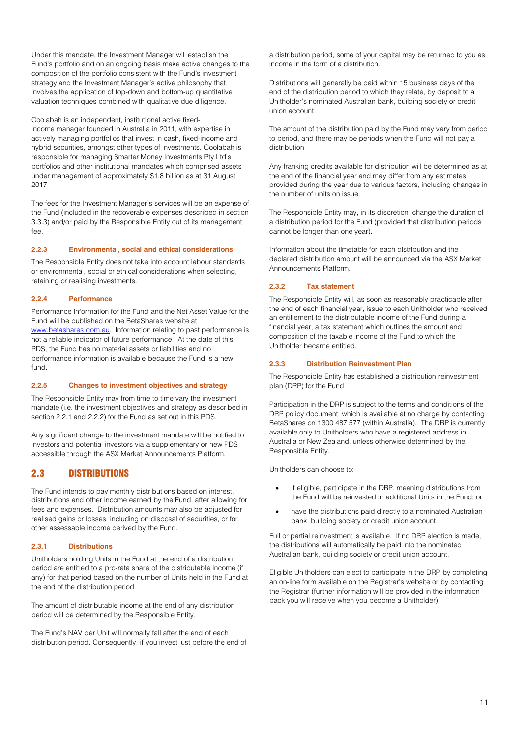Under this mandate, the Investment Manager will establish the Fund's portfolio and on an ongoing basis make active changes to the composition of the portfolio consistent with the Fund's investment strategy and the Investment Manager's active philosophy that involves the application of top-down and bottom-up quantitative valuation techniques combined with qualitative due diligence.

Coolabah is an independent, institutional active fixed-income manager founded in Australia in 2011, with expertise in actively managing portfolios that invest in cash, fixed-income and hybrid securities, amongst other types of investments. Coolabah is responsible for managing Smarter Money Investments Pty Ltd's portfolios and other institutional mandates which comprised assets under management of approximately $1.8 billion as at 31 August 2017.

The fees for the Investment Manager's services will be an expense of the Fund (included in the recoverable expenses described in section 3.3.3) and/or paid by the Responsible Entity out of its management fee.

#### 2.2.3 Environmental, social and ethical considerations

The Responsible Entity does not take into account labour standards or environmental, social or ethical considerations when selecting, retaining or realising investments.

#### 2.2.4 Performance

Performance information for the Fund and the Net Asset Value for the Fund will be published on the BetaShares website at www.betashares.com.au. Information relating to past performance is not a reliable indicator of future performance. At the date of this PDS, the Fund has no material assets or liabilities and no performance information is available because the Fund is a new fund.

#### 2.2.5 Changes to investment objectives and strategy

The Responsible Entity may from time to time vary the investment mandate (i.e. the investment objectives and strategy as described in section 2.2.1 and 2.2.2) for the Fund as set out in this PDS.

Any significant change to the investment mandate will be notified to investors and potential investors via a supplementary or new PDS accessible through the ASX Market Announcements Platform.

## 2.3 DISTRIBUTIONS

The Fund intends to pay monthly distributions based on interest, distributions and other income earned by the Fund, after allowing for fees and expenses. Distribution amounts may also be adjusted for realised gains or losses, including on disposal of securities, or for other assessable income derived by the Fund.

#### 2.3.1 Distributions

Unitholders holding Units in the Fund at the end of a distribution period are entitled to a pro-rata share of the distributable income (if any) for that period based on the number of Units held in the Fund at the end of the distribution period.

The amount of distributable income at the end of any distribution period will be determined by the Responsible Entity.

The Fund's NAV per Unit will normally fall after the end of each distribution period. Consequently, if you invest just before the end of a distribution period, some of your capital may be returned to you as income in the form of a distribution.

Distributions will generally be paid within 15 business days of the end of the distribution period to which they relate, by deposit to a Unitholder's nominated Australian bank, building society or credit union account.

The amount of the distribution paid by the Fund may vary from period to period, and there may be periods when the Fund will not pay a distribution.

Any franking credits available for distribution will be determined as at the end of the financial year and may differ from any estimates provided during the year due to various factors, including changes in the number of units on issue.

The Responsible Entity may, in its discretion, change the duration of a distribution period for the Fund (provided that distribution periods cannot be longer than one year).

Information about the timetable for each distribution and the declared distribution amount will be announced via the ASX Market Announcements Platform.

#### 2.3.2 Tax statement

The Responsible Entity will, as soon as reasonably practicable after the end of each financial year, issue to each Unitholder who received an entitlement to the distributable income of the Fund during a financial year, a tax statement which outlines the amount and composition of the taxable income of the Fund to which the Unitholder became entitled.

#### 2.3.3 Distribution Reinvestment Plan

The Responsible Entity has established a distribution reinvestment plan (DRP) for the Fund.

Participation in the DRP is subject to the terms and conditions of the DRP policy document, which is available at no charge by contacting BetaShares on 1300 487 577 (within Australia). The DRP is currently available only to Unitholders who have a registered address in Australia or New Zealand, unless otherwise determined by the Responsible Entity.

Unitholders can choose to:

- if eligible, participate in the DRP, meaning distributions from the Fund will be reinvested in additional Units in the Fund; or
- have the distributions paid directly to a nominated Australian bank, building society or credit union account.

Full or partial reinvestment is available. If no DRP election is made, the distributions will automatically be paid into the nominated Australian bank, building society or credit union account.

Eligible Unitholders can elect to participate in the DRP by completing an on-line form available on the Registrar's website or by contacting the Registrar (further information will be provided in the information pack you will receive when you become a Unitholder).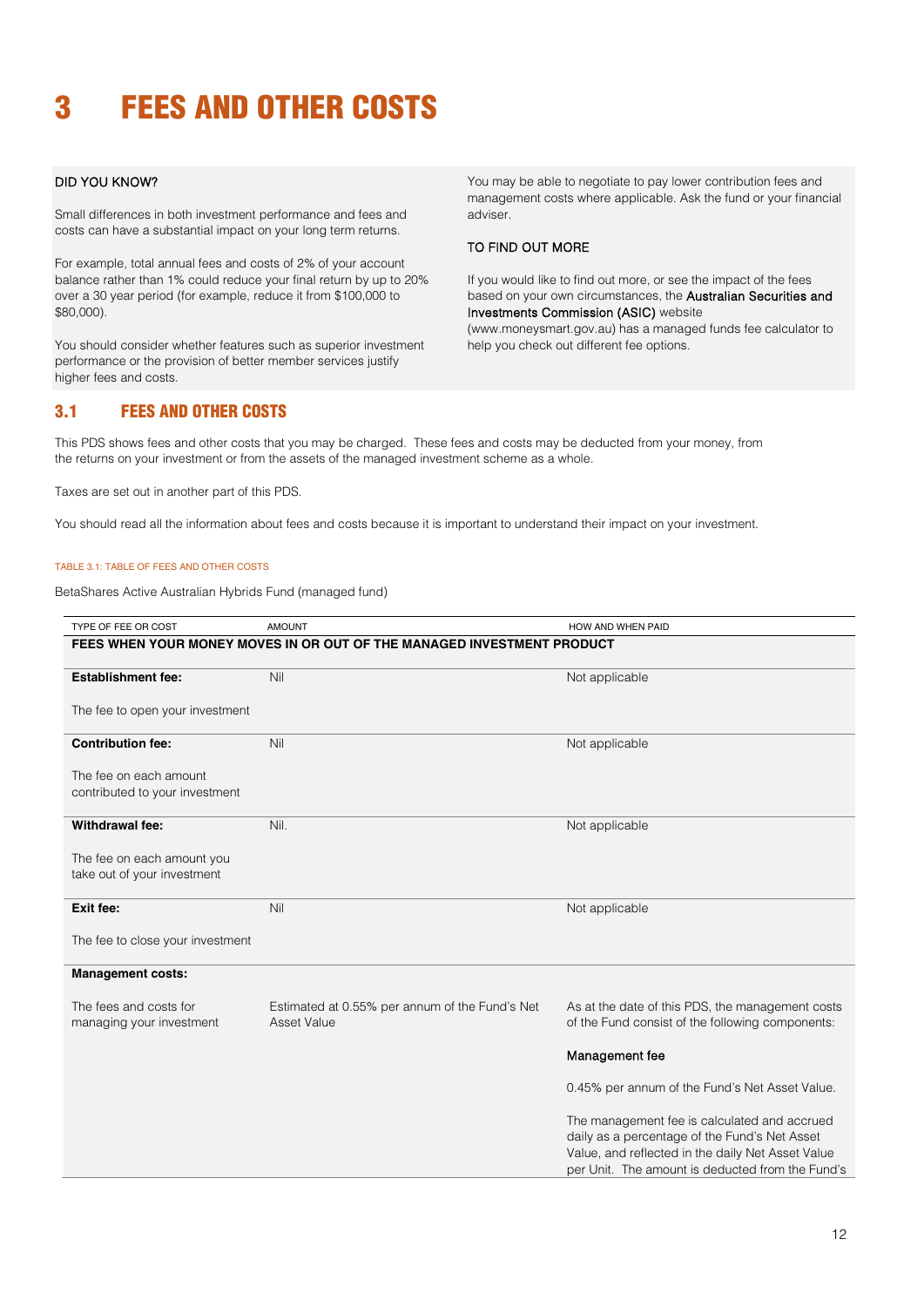# 3 FEES AND OTHER COSTS

DID YOU KNOW?

Small differences in both investment performance and fees and costs can have a substantial impact on your long term returns.

For example, total annual fees and costs of 2% of your account balance rather than 1% could reduce your final return by up to 20% over a 30 year period (for example, reduce it from $100,000 to $80,000).

You should consider whether features such as superior investment performance or the provision of better member services justify higher fees and costs.

You may be able to negotiate to pay lower contribution fees and management costs where applicable. Ask the fund or your financial adviser.

TO FIND OUT MORE

If you would like to find out more, or see the impact of the fees based on your own circumstances, the Australian Securities and Investments Commission (ASIC) website (www.moneysmart.gov.au) has a managed funds fee calculator to help you check out different fee options.

## 3.1 FEES AND OTHER COSTS

This PDS shows fees and other costs that you may be charged. These fees and costs may be deducted from your money, from the returns on your investment or from the assets of the managed investment scheme as a whole.

Taxes are set out in another part of this PDS.

You should read all the information about fees and costs because it is important to understand their impact on your investment.

TABLE 3.1: TABLE OF FEES AND OTHER COSTS

BetaShares Active Australian Hybrids Fund (managed fund)

| TYPE OF FEE OR COST | AMOUNT | HOW AND WHEN PAID |
|---|---|---|
| **FEES WHEN YOUR MONEY MOVES IN OR OUT OF THE MANAGED INVESTMENT PRODUCT** | | |
| **Establishment fee:**<br><br>The fee to open your investment | Nil | Not applicable |
| **Contribution fee:**<br><br>The fee on each amount contributed to your investment | Nil | Not applicable |
| **Withdrawal fee:**<br><br>The fee on each amount you take out of your investment | Nil. | Not applicable |
| **Exit fee:**<br><br>The fee to close your investment | Nil | Not applicable |
| **Management costs:**<br><br>The fees and costs for managing your investment | Estimated at 0.55% per annum of the Fund's Net Asset Value | As at the date of this PDS, the management costs of the Fund consist of the following components:<br><br>Management fee<br><br>0.45% per annum of the Fund's Net Asset Value.<br><br>The management fee is calculated and accrued daily as a percentage of the Fund's Net Asset Value, and reflected in the daily Net Asset Value per Unit. The amount is deducted from the Fund's |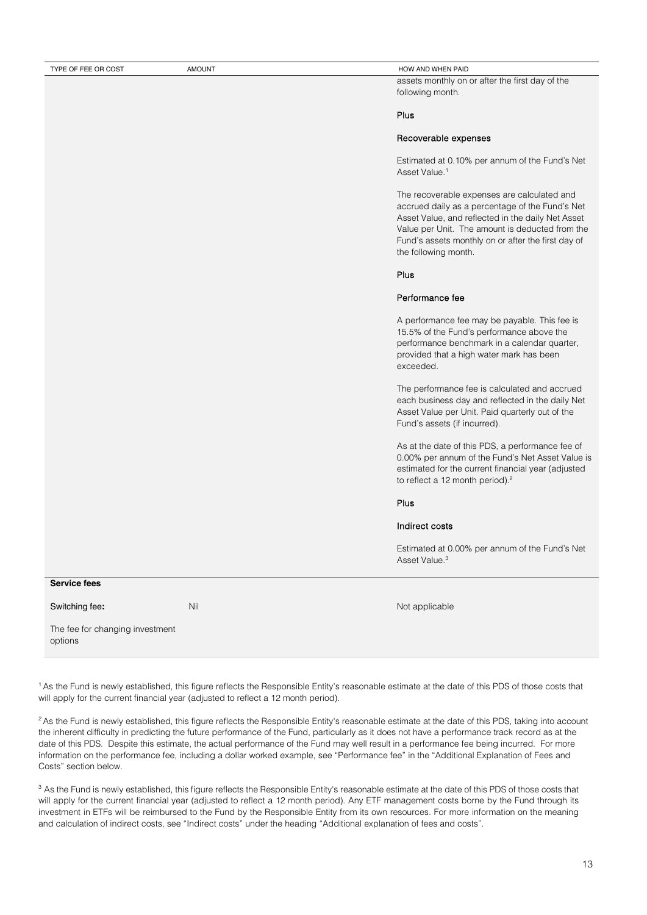| TYPE OF FEE OR COST | AMOUNT | HOW AND WHEN PAID |
|---|---|---|
| | | assets monthly on or after the first day of the following month.<br><br>**Plus**<br><br>**Recoverable expenses**<br><br>Estimated at 0.10% per annum of the Fund's Net Asset Value.[1]<br><br>The recoverable expenses are calculated and accrued daily as a percentage of the Fund's Net Asset Value, and reflected in the daily Net Asset Value per Unit. The amount is deducted from the Fund's assets monthly on or after the first day of the following month.<br><br>**Plus**<br><br>**Performance fee**<br><br>A performance fee may be payable. This fee is 15.5% of the Fund's performance above the performance benchmark in a calendar quarter, provided that a high water mark has been exceeded.<br><br>The performance fee is calculated and accrued each business day and reflected in the daily Net Asset Value per Unit. Paid quarterly out of the Fund's assets (if incurred).<br><br>As at the date of this PDS, a performance fee of 0.00% per annum of the Fund's Net Asset Value is estimated for the current financial year (adjusted to reflect a 12 month period).[2]<br><br>**Plus**<br><br>**Indirect costs**<br><br>Estimated at 0.00% per annum of the Fund's Net Asset Value.[3] |
| **Service fees** | | |
| **Switching fee:**<br><br>The fee for changing investment options | Nil | Not applicable |

[1] As the Fund is newly established, this figure reflects the Responsible Entity's reasonable estimate at the date of this PDS of those costs that will apply for the current financial year (adjusted to reflect a 12 month period).

[2] As the Fund is newly established, this figure reflects the Responsible Entity's reasonable estimate at the date of this PDS, taking into account the inherent difficulty in predicting the future performance of the Fund, particularly as it does not have a performance track record as at the date of this PDS. Despite this estimate, the actual performance of the Fund may well result in a performance fee being incurred. For more information on the performance fee, including a dollar worked example, see "Performance fee" in the "Additional Explanation of Fees and Costs" section below.

[3] As the Fund is newly established, this figure reflects the Responsible Entity's reasonable estimate at the date of this PDS of those costs that will apply for the current financial year (adjusted to reflect a 12 month period). Any ETF management costs borne by the Fund through its investment in ETFs will be reimbursed to the Fund by the Responsible Entity from its own resources. For more information on the meaning and calculation of indirect costs, see "Indirect costs" under the heading "Additional explanation of fees and costs".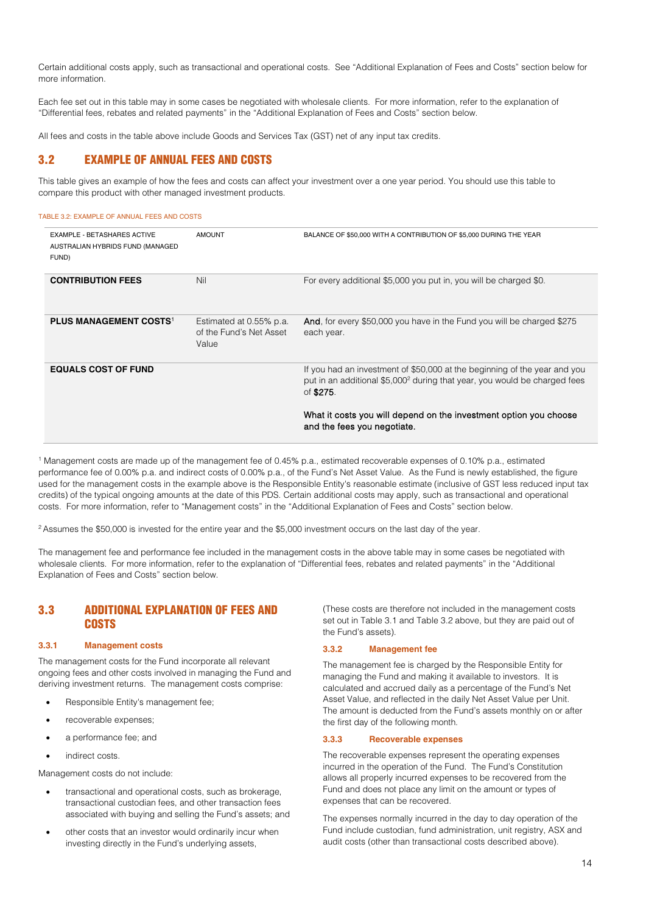Certain additional costs apply, such as transactional and operational costs. See "Additional Explanation of Fees and Costs" section below for more information.

Each fee set out in this table may in some cases be negotiated with wholesale clients. For more information, refer to the explanation of "Differential fees, rebates and related payments" in the "Additional Explanation of Fees and Costs" section below.

All fees and costs in the table above include Goods and Services Tax (GST) net of any input tax credits.

## 3.2 EXAMPLE OF ANNUAL FEES AND COSTS

This table gives an example of how the fees and costs can affect your investment over a one year period. You should use this table to compare this product with other managed investment products.

TABLE 3.2: EXAMPLE OF ANNUAL FEES AND COSTS

| EXAMPLE - BETASHARES ACTIVE AUSTRALIAN HYBRIDS FUND (MANAGED FUND) | AMOUNT | BALANCE OF $50,000 WITH A CONTRIBUTION OF $5,000 DURING THE YEAR |
|---|---|---|
| **CONTRIBUTION FEES** | Nil | For every additional $5,000 you put in, you will be charged $0. |
| **PLUS MANAGEMENT COSTS**[1] | Estimated at 0.55% p.a. of the Fund's Net Asset Value | **And**, for every $50,000 you have in the Fund you will be charged $275 each year. |
| **EQUALS COST OF FUND** | | If you had an investment of $50,000 at the beginning of the year and you put in an additional $5,000[2] during that year, you would be charged fees of **$275**. **What it costs you will depend on the investment option you choose and the fees you negotiate.** |

[1] Management costs are made up of the management fee of 0.45% p.a., estimated recoverable expenses of 0.10% p.a., estimated performance fee of 0.00% p.a. and indirect costs of 0.00% p.a., of the Fund's Net Asset Value. As the Fund is newly established, the figure used for the management costs in the example above is the Responsible Entity's reasonable estimate (inclusive of GST less reduced input tax credits) of the typical ongoing amounts at the date of this PDS. Certain additional costs may apply, such as transactional and operational costs. For more information, refer to "Management costs" in the "Additional Explanation of Fees and Costs" section below.

[2] Assumes the $50,000 is invested for the entire year and the $5,000 investment occurs on the last day of the year.

The management fee and performance fee included in the management costs in the above table may in some cases be negotiated with wholesale clients. For more information, refer to the explanation of "Differential fees, rebates and related payments" in the "Additional Explanation of Fees and Costs" section below.

## 3.3 ADDITIONAL EXPLANATION OF FEES AND COSTS

### 3.3.1 Management costs

The management costs for the Fund incorporate all relevant ongoing fees and other costs involved in managing the Fund and deriving investment returns. The management costs comprise:

- Responsible Entity's management fee;
- recoverable expenses;
- a performance fee; and
- indirect costs.

Management costs do not include:

- transactional and operational costs, such as brokerage, transactional custodian fees, and other transaction fees associated with buying and selling the Fund's assets; and
- other costs that an investor would ordinarily incur when investing directly in the Fund's underlying assets,

(These costs are therefore not included in the management costs set out in Table 3.1 and Table 3.2 above, but they are paid out of the Fund's assets).

### 3.3.2 Management fee

The management fee is charged by the Responsible Entity for managing the Fund and making it available to investors. It is calculated and accrued daily as a percentage of the Fund's Net Asset Value, and reflected in the daily Net Asset Value per Unit. The amount is deducted from the Fund's assets monthly on or after the first day of the following month.

### 3.3.3 Recoverable expenses

The recoverable expenses represent the operating expenses incurred in the operation of the Fund. The Fund's Constitution allows all properly incurred expenses to be recovered from the Fund and does not place any limit on the amount or types of expenses that can be recovered.

The expenses normally incurred in the day to day operation of the Fund include custodian, fund administration, unit registry, ASX and audit costs (other than transactional costs described above).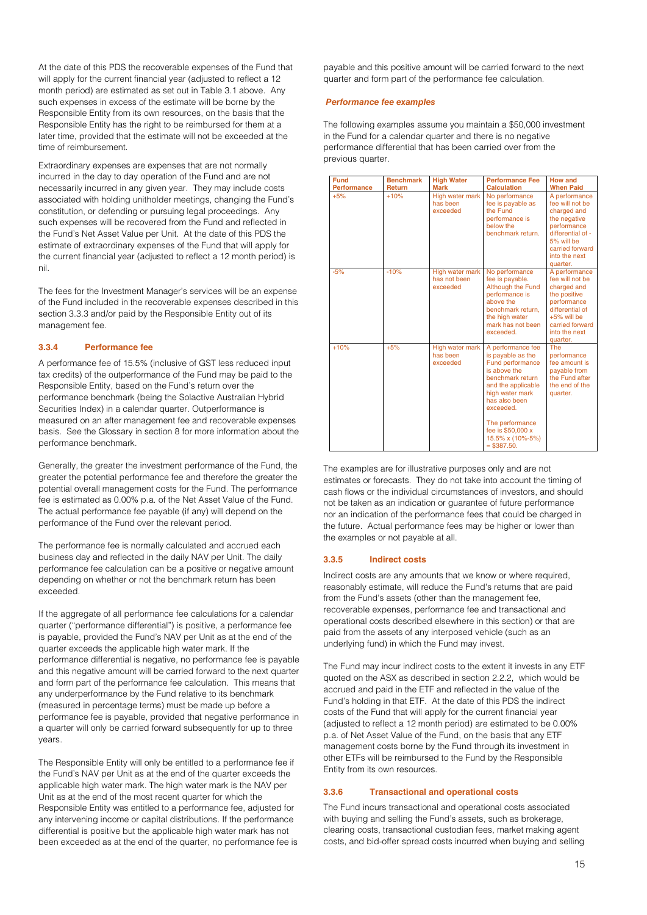At the date of this PDS the recoverable expenses of the Fund that will apply for the current financial year (adjusted to reflect a 12 month period) are estimated as set out in Table 3.1 above. Any such expenses in excess of the estimate will be borne by the Responsible Entity from its own resources, on the basis that the Responsible Entity has the right to be reimbursed for them at a later time, provided that the estimate will not be exceeded at the time of reimbursement.

Extraordinary expenses are expenses that are not normally incurred in the day to day operation of the Fund and are not necessarily incurred in any given year. They may include costs associated with holding unitholder meetings, changing the Fund's constitution, or defending or pursuing legal proceedings. Any such expenses will be recovered from the Fund and reflected in the Fund's Net Asset Value per Unit. At the date of this PDS the estimate of extraordinary expenses of the Fund that will apply for the current financial year (adjusted to reflect a 12 month period) is nil.

The fees for the Investment Manager's services will be an expense of the Fund included in the recoverable expenses described in this section 3.3.3 and/or paid by the Responsible Entity out of its management fee.

### 3.3.4 Performance fee

A performance fee of 15.5% (inclusive of GST less reduced input tax credits) of the outperformance of the Fund may be paid to the Responsible Entity, based on the Fund's return over the performance benchmark (being the Solactive Australian Hybrid Securities Index) in a calendar quarter. Outperformance is measured on an after management fee and recoverable expenses basis. See the Glossary in section 8 for more information about the performance benchmark.

Generally, the greater the investment performance of the Fund, the greater the potential performance fee and therefore the greater the potential overall management costs for the Fund. The performance fee is estimated as 0.00% p.a. of the Net Asset Value of the Fund. The actual performance fee payable (if any) will depend on the performance of the Fund over the relevant period.

The performance fee is normally calculated and accrued each business day and reflected in the daily NAV per Unit. The daily performance fee calculation can be a positive or negative amount depending on whether or not the benchmark return has been exceeded.

If the aggregate of all performance fee calculations for a calendar quarter ("performance differential") is positive, a performance fee is payable, provided the Fund's NAV per Unit as at the end of the quarter exceeds the applicable high water mark. If the performance differential is negative, no performance fee is payable and this negative amount will be carried forward to the next quarter and form part of the performance fee calculation. This means that any underperformance by the Fund relative to its benchmark (measured in percentage terms) must be made up before a performance fee is payable, provided that negative performance in a quarter will only be carried forward subsequently for up to three years.

The Responsible Entity will only be entitled to a performance fee if the Fund's NAV per Unit as at the end of the quarter exceeds the applicable high water mark. The high water mark is the NAV per Unit as at the end of the most recent quarter for which the Responsible Entity was entitled to a performance fee, adjusted for any intervening income or capital distributions. If the performance differential is positive but the applicable high water mark has not been exceeded as at the end of the quarter, no performance fee is payable and this positive amount will be carried forward to the next quarter and form part of the performance fee calculation.

***Performance fee examples***

The following examples assume you maintain a $50,000 investment in the Fund for a calendar quarter and there is no negative performance differential that has been carried over from the previous quarter.

| Fund Performance | Benchmark Return | High Water Mark | Performance Fee Calculation | How and When Paid |
|---|---|---|---|---|
| +5% | +10% | High water mark has been exceeded | No performance fee is payable as the Fund performance is below the benchmark return. | A performance fee will not be charged and the negative performance differential of -5% will be carried forward into the next quarter. |
| -5% | -10% | High water mark has not been exceeded | No performance fee is payable. Although the Fund performance is above the benchmark return, the high water mark has not been exceeded. | A performance fee will not be charged and the positive performance differential of +5% will be carried forward into the next quarter. |
| +10% | +5% | High water mark has been exceeded | A performance fee is payable as the Fund performance is above the benchmark return and the applicable high water mark has also been exceeded.<br><br>The performance fee is $50,000 x 15.5% x (10%-5%) = $387.50. | The performance fee amount is payable from the Fund after the end of the quarter. |

The examples are for illustrative purposes only and are not estimates or forecasts. They do not take into account the timing of cash flows or the individual circumstances of investors, and should not be taken as an indication or guarantee of future performance nor an indication of the performance fees that could be charged in the future. Actual performance fees may be higher or lower than the examples or not payable at all.

### 3.3.5 Indirect costs

Indirect costs are any amounts that we know or where required, reasonably estimate, will reduce the Fund's returns that are paid from the Fund's assets (other than the management fee, recoverable expenses, performance fee and transactional and operational costs described elsewhere in this section) or that are paid from the assets of any interposed vehicle (such as an underlying fund) in which the Fund may invest.

The Fund may incur indirect costs to the extent it invests in any ETF quoted on the ASX as described in section 2.2.2, which would be accrued and paid in the ETF and reflected in the value of the Fund's holding in that ETF. At the date of this PDS the indirect costs of the Fund that will apply for the current financial year (adjusted to reflect a 12 month period) are estimated to be 0.00% p.a. of Net Asset Value of the Fund, on the basis that any ETF management costs borne by the Fund through its investment in other ETFs will be reimbursed to the Fund by the Responsible Entity from its own resources.

### 3.3.6 Transactional and operational costs

The Fund incurs transactional and operational costs associated with buying and selling the Fund's assets, such as brokerage, clearing costs, transactional custodian fees, market making agent costs, and bid-offer spread costs incurred when buying and selling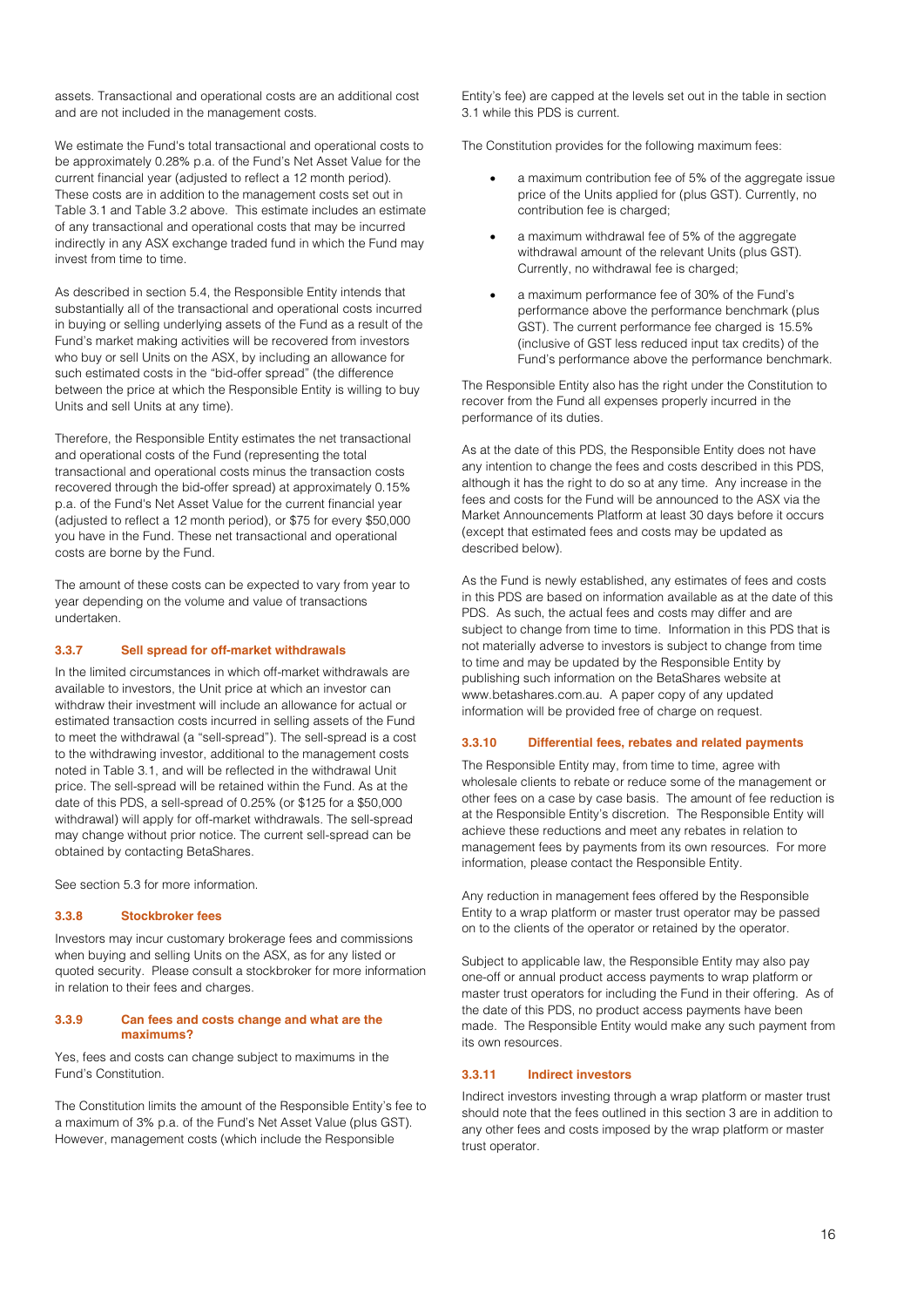assets. Transactional and operational costs are an additional cost and are not included in the management costs.

We estimate the Fund's total transactional and operational costs to be approximately 0.28% p.a. of the Fund's Net Asset Value for the current financial year (adjusted to reflect a 12 month period). These costs are in addition to the management costs set out in Table 3.1 and Table 3.2 above. This estimate includes an estimate of any transactional and operational costs that may be incurred indirectly in any ASX exchange traded fund in which the Fund may invest from time to time.

As described in section 5.4, the Responsible Entity intends that substantially all of the transactional and operational costs incurred in buying or selling underlying assets of the Fund as a result of the Fund's market making activities will be recovered from investors who buy or sell Units on the ASX, by including an allowance for such estimated costs in the "bid-offer spread" (the difference between the price at which the Responsible Entity is willing to buy Units and sell Units at any time).

Therefore, the Responsible Entity estimates the net transactional and operational costs of the Fund (representing the total transactional and operational costs minus the transaction costs recovered through the bid-offer spread) at approximately 0.15% p.a. of the Fund's Net Asset Value for the current financial year (adjusted to reflect a 12 month period), or $75 for every $50,000 you have in the Fund. These net transactional and operational costs are borne by the Fund.

The amount of these costs can be expected to vary from year to year depending on the volume and value of transactions undertaken.

### 3.3.7 Sell spread for off-market withdrawals

In the limited circumstances in which off-market withdrawals are available to investors, the Unit price at which an investor can withdraw their investment will include an allowance for actual or estimated transaction costs incurred in selling assets of the Fund to meet the withdrawal (a "sell-spread"). The sell-spread is a cost to the withdrawing investor, additional to the management costs noted in Table 3.1, and will be reflected in the withdrawal Unit price. The sell-spread will be retained within the Fund. As at the date of this PDS, a sell-spread of 0.25% (or $125 for a $50,000 withdrawal) will apply for off-market withdrawals. The sell-spread may change without prior notice. The current sell-spread can be obtained by contacting BetaShares.

See section 5.3 for more information.

### 3.3.8 Stockbroker fees

Investors may incur customary brokerage fees and commissions when buying and selling Units on the ASX, as for any listed or quoted security. Please consult a stockbroker for more information in relation to their fees and charges.

### 3.3.9 Can fees and costs change and what are the maximums?

Yes, fees and costs can change subject to maximums in the Fund's Constitution.

The Constitution limits the amount of the Responsible Entity's fee to a maximum of 3% p.a. of the Fund's Net Asset Value (plus GST). However, management costs (which include the Responsible Entity's fee) are capped at the levels set out in the table in section 3.1 while this PDS is current.

The Constitution provides for the following maximum fees:

- a maximum contribution fee of 5% of the aggregate issue price of the Units applied for (plus GST). Currently, no contribution fee is charged;
- a maximum withdrawal fee of 5% of the aggregate withdrawal amount of the relevant Units (plus GST). Currently, no withdrawal fee is charged;
- a maximum performance fee of 30% of the Fund's performance above the performance benchmark (plus GST). The current performance fee charged is 15.5% (inclusive of GST less reduced input tax credits) of the Fund's performance above the performance benchmark.

The Responsible Entity also has the right under the Constitution to recover from the Fund all expenses properly incurred in the performance of its duties.

As at the date of this PDS, the Responsible Entity does not have any intention to change the fees and costs described in this PDS, although it has the right to do so at any time. Any increase in the fees and costs for the Fund will be announced to the ASX via the Market Announcements Platform at least 30 days before it occurs (except that estimated fees and costs may be updated as described below).

As the Fund is newly established, any estimates of fees and costs in this PDS are based on information available as at the date of this PDS. As such, the actual fees and costs may differ and are subject to change from time to time. Information in this PDS that is not materially adverse to investors is subject to change from time to time and may be updated by the Responsible Entity by publishing such information on the BetaShares website at www.betashares.com.au. A paper copy of any updated information will be provided free of charge on request.

### 3.3.10 Differential fees, rebates and related payments

The Responsible Entity may, from time to time, agree with wholesale clients to rebate or reduce some of the management or other fees on a case by case basis. The amount of fee reduction is at the Responsible Entity's discretion. The Responsible Entity will achieve these reductions and meet any rebates in relation to management fees by payments from its own resources. For more information, please contact the Responsible Entity.

Any reduction in management fees offered by the Responsible Entity to a wrap platform or master trust operator may be passed on to the clients of the operator or retained by the operator.

Subject to applicable law, the Responsible Entity may also pay one-off or annual product access payments to wrap platform or master trust operators for including the Fund in their offering. As of the date of this PDS, no product access payments have been made. The Responsible Entity would make any such payment from its own resources.

### 3.3.11 Indirect investors

Indirect investors investing through a wrap platform or master trust should note that the fees outlined in this section 3 are in addition to any other fees and costs imposed by the wrap platform or master trust operator.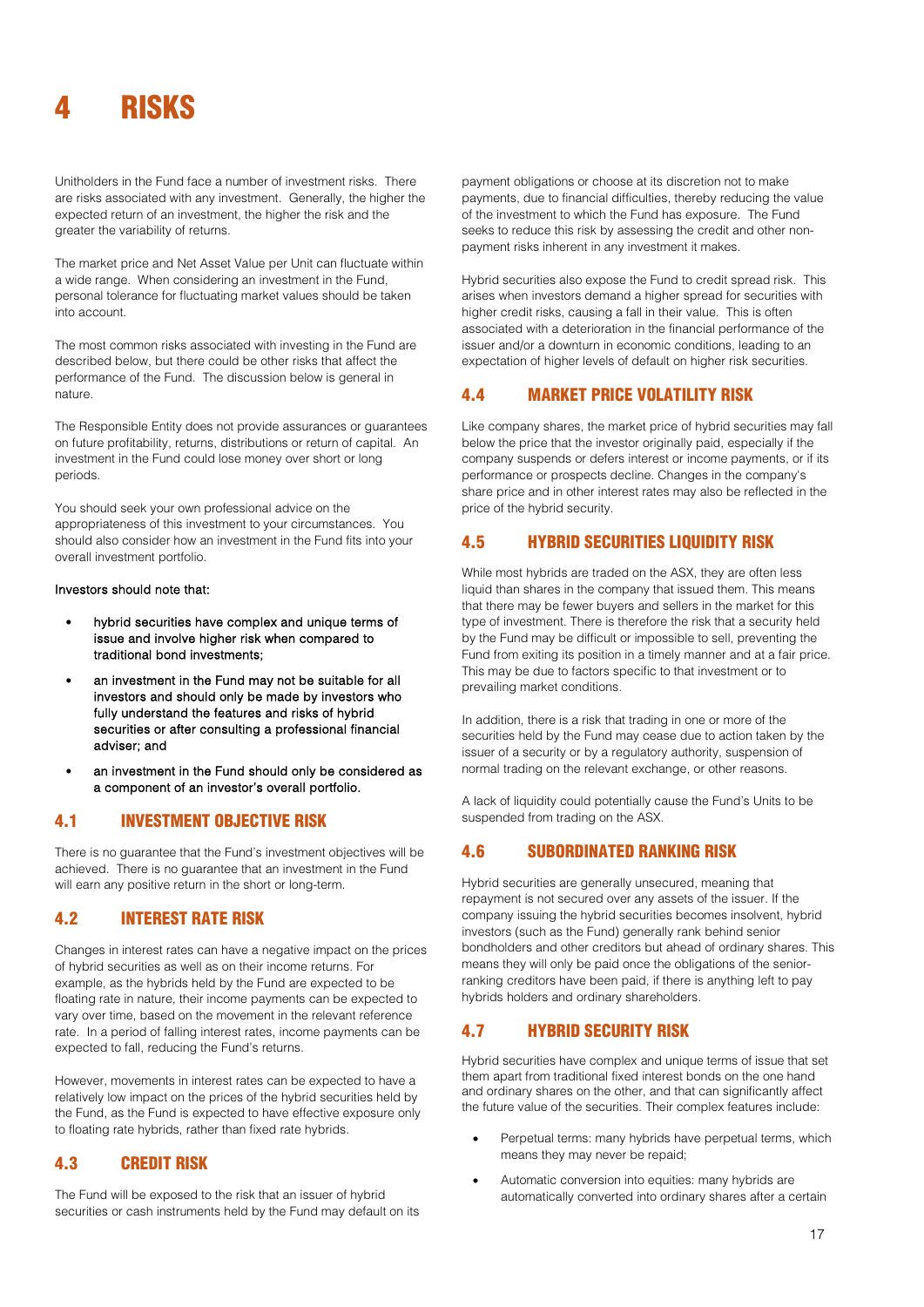# 4 RISKS

Unitholders in the Fund face a number of investment risks. There are risks associated with any investment. Generally, the higher the expected return of an investment, the higher the risk and the greater the variability of returns.

The market price and Net Asset Value per Unit can fluctuate within a wide range. When considering an investment in the Fund, personal tolerance for fluctuating market values should be taken into account.

The most common risks associated with investing in the Fund are described below, but there could be other risks that affect the performance of the Fund. The discussion below is general in nature.

The Responsible Entity does not provide assurances or guarantees on future profitability, returns, distributions or return of capital. An investment in the Fund could lose money over short or long periods.

You should seek your own professional advice on the appropriateness of this investment to your circumstances. You should also consider how an investment in the Fund fits into your overall investment portfolio.

**Investors should note that:**

- **hybrid securities have complex and unique terms of issue and involve higher risk when compared to traditional bond investments;**
- **an investment in the Fund may not be suitable for all investors and should only be made by investors who fully understand the features and risks of hybrid securities or after consulting a professional financial adviser; and**
- **an investment in the Fund should only be considered as a component of an investor's overall portfolio.**

## 4.1 INVESTMENT OBJECTIVE RISK

There is no guarantee that the Fund's investment objectives will be achieved. There is no guarantee that an investment in the Fund will earn any positive return in the short or long-term.

## 4.2 INTEREST RATE RISK

Changes in interest rates can have a negative impact on the prices of hybrid securities as well as on their income returns. For example, as the hybrids held by the Fund are expected to be floating rate in nature, their income payments can be expected to vary over time, based on the movement in the relevant reference rate. In a period of falling interest rates, income payments can be expected to fall, reducing the Fund's returns.

However, movements in interest rates can be expected to have a relatively low impact on the prices of the hybrid securities held by the Fund, as the Fund is expected to have effective exposure only to floating rate hybrids, rather than fixed rate hybrids.

## 4.3 CREDIT RISK

The Fund will be exposed to the risk that an issuer of hybrid securities or cash instruments held by the Fund may default on its payment obligations or choose at its discretion not to make payments, due to financial difficulties, thereby reducing the value of the investment to which the Fund has exposure. The Fund seeks to reduce this risk by assessing the credit and other non-payment risks inherent in any investment it makes.

Hybrid securities also expose the Fund to credit spread risk. This arises when investors demand a higher spread for securities with higher credit risks, causing a fall in their value. This is often associated with a deterioration in the financial performance of the issuer and/or a downturn in economic conditions, leading to an expectation of higher levels of default on higher risk securities.

## 4.4 MARKET PRICE VOLATILITY RISK

Like company shares, the market price of hybrid securities may fall below the price that the investor originally paid, especially if the company suspends or defers interest or income payments, or if its performance or prospects decline. Changes in the company's share price and in other interest rates may also be reflected in the price of the hybrid security.

## 4.5 HYBRID SECURITIES LIQUIDITY RISK

While most hybrids are traded on the ASX, they are often less liquid than shares in the company that issued them. This means that there may be fewer buyers and sellers in the market for this type of investment. There is therefore the risk that a security held by the Fund may be difficult or impossible to sell, preventing the Fund from exiting its position in a timely manner and at a fair price. This may be due to factors specific to that investment or to prevailing market conditions.

In addition, there is a risk that trading in one or more of the securities held by the Fund may cease due to action taken by the issuer of a security or by a regulatory authority, suspension of normal trading on the relevant exchange, or other reasons.

A lack of liquidity could potentially cause the Fund's Units to be suspended from trading on the ASX.

## 4.6 SUBORDINATED RANKING RISK

Hybrid securities are generally unsecured, meaning that repayment is not secured over any assets of the issuer. If the company issuing the hybrid securities becomes insolvent, hybrid investors (such as the Fund) generally rank behind senior bondholders and other creditors but ahead of ordinary shares. This means they will only be paid once the obligations of the senior-ranking creditors have been paid, if there is anything left to pay hybrids holders and ordinary shareholders.

## 4.7 HYBRID SECURITY RISK

Hybrid securities have complex and unique terms of issue that set them apart from traditional fixed interest bonds on the one hand and ordinary shares on the other, and that can significantly affect the future value of the securities. Their complex features include:

- Perpetual terms: many hybrids have perpetual terms, which means they may never be repaid;
- Automatic conversion into equities: many hybrids are automatically converted into ordinary shares after a certain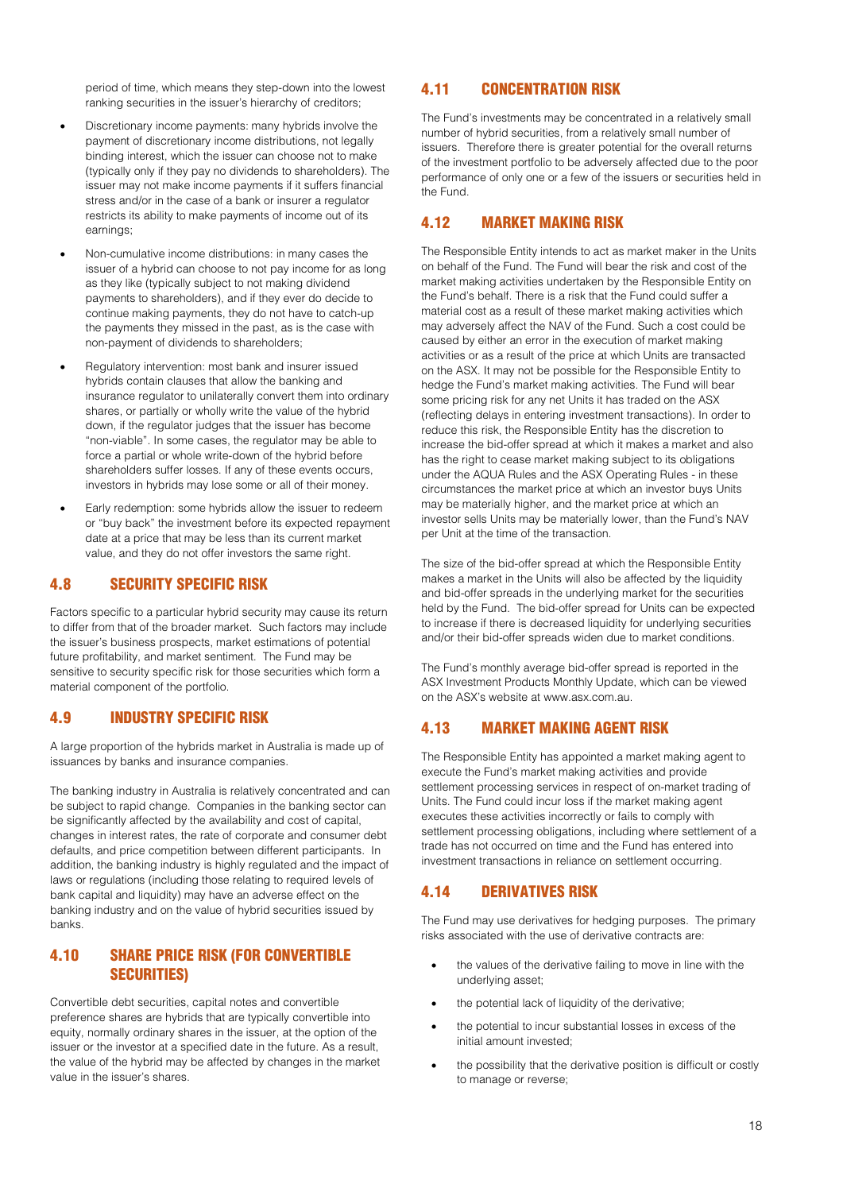period of time, which means they step-down into the lowest ranking securities in the issuer's hierarchy of creditors;

- Discretionary income payments: many hybrids involve the payment of discretionary income distributions, not legally binding interest, which the issuer can choose not to make (typically only if they pay no dividends to shareholders). The issuer may not make income payments if it suffers financial stress and/or in the case of a bank or insurer a regulator restricts its ability to make payments of income out of its earnings;
- Non-cumulative income distributions: in many cases the issuer of a hybrid can choose to not pay income for as long as they like (typically subject to not making dividend payments to shareholders), and if they ever do decide to continue making payments, they do not have to catch-up the payments they missed in the past, as is the case with non-payment of dividends to shareholders;
- Regulatory intervention: most bank and insurer issued hybrids contain clauses that allow the banking and insurance regulator to unilaterally convert them into ordinary shares, or partially or wholly write the value of the hybrid down, if the regulator judges that the issuer has become "non-viable". In some cases, the regulator may be able to force a partial or whole write-down of the hybrid before shareholders suffer losses. If any of these events occurs, investors in hybrids may lose some or all of their money.
- Early redemption: some hybrids allow the issuer to redeem or "buy back" the investment before its expected repayment date at a price that may be less than its current market value, and they do not offer investors the same right.

## 4.8 SECURITY SPECIFIC RISK

Factors specific to a particular hybrid security may cause its return to differ from that of the broader market. Such factors may include the issuer's business prospects, market estimations of potential future profitability, and market sentiment. The Fund may be sensitive to security specific risk for those securities which form a material component of the portfolio.

## 4.9 INDUSTRY SPECIFIC RISK

A large proportion of the hybrids market in Australia is made up of issuances by banks and insurance companies.

The banking industry in Australia is relatively concentrated and can be subject to rapid change. Companies in the banking sector can be significantly affected by the availability and cost of capital, changes in interest rates, the rate of corporate and consumer debt defaults, and price competition between different participants. In addition, the banking industry is highly regulated and the impact of laws or regulations (including those relating to required levels of bank capital and liquidity) may have an adverse effect on the banking industry and on the value of hybrid securities issued by banks.

## 4.10 SHARE PRICE RISK (FOR CONVERTIBLE SECURITIES)

Convertible debt securities, capital notes and convertible preference shares are hybrids that are typically convertible into equity, normally ordinary shares in the issuer, at the option of the issuer or the investor at a specified date in the future. As a result, the value of the hybrid may be affected by changes in the market value in the issuer's shares.

## 4.11 CONCENTRATION RISK

The Fund's investments may be concentrated in a relatively small number of hybrid securities, from a relatively small number of issuers. Therefore there is greater potential for the overall returns of the investment portfolio to be adversely affected due to the poor performance of only one or a few of the issuers or securities held in the Fund.

## 4.12 MARKET MAKING RISK

The Responsible Entity intends to act as market maker in the Units on behalf of the Fund. The Fund will bear the risk and cost of the market making activities undertaken by the Responsible Entity on the Fund's behalf. There is a risk that the Fund could suffer a material cost as a result of these market making activities which may adversely affect the NAV of the Fund. Such a cost could be caused by either an error in the execution of market making activities or as a result of the price at which Units are transacted on the ASX. It may not be possible for the Responsible Entity to hedge the Fund's market making activities. The Fund will bear some pricing risk for any net Units it has traded on the ASX (reflecting delays in entering investment transactions). In order to reduce this risk, the Responsible Entity has the discretion to increase the bid-offer spread at which it makes a market and also has the right to cease market making subject to its obligations under the AQUA Rules and the ASX Operating Rules - in these circumstances the market price at which an investor buys Units may be materially higher, and the market price at which an investor sells Units may be materially lower, than the Fund's NAV per Unit at the time of the transaction.

The size of the bid-offer spread at which the Responsible Entity makes a market in the Units will also be affected by the liquidity and bid-offer spreads in the underlying market for the securities held by the Fund. The bid-offer spread for Units can be expected to increase if there is decreased liquidity for underlying securities and/or their bid-offer spreads widen due to market conditions.

The Fund's monthly average bid-offer spread is reported in the ASX Investment Products Monthly Update, which can be viewed on the ASX's website at www.asx.com.au.

## 4.13 MARKET MAKING AGENT RISK

The Responsible Entity has appointed a market making agent to execute the Fund's market making activities and provide settlement processing services in respect of on-market trading of Units. The Fund could incur loss if the market making agent executes these activities incorrectly or fails to comply with settlement processing obligations, including where settlement of a trade has not occurred on time and the Fund has entered into investment transactions in reliance on settlement occurring.

## 4.14 DERIVATIVES RISK

The Fund may use derivatives for hedging purposes. The primary risks associated with the use of derivative contracts are:

- the values of the derivative failing to move in line with the underlying asset;
- the potential lack of liquidity of the derivative;
- the potential to incur substantial losses in excess of the initial amount invested;
- the possibility that the derivative position is difficult or costly to manage or reverse;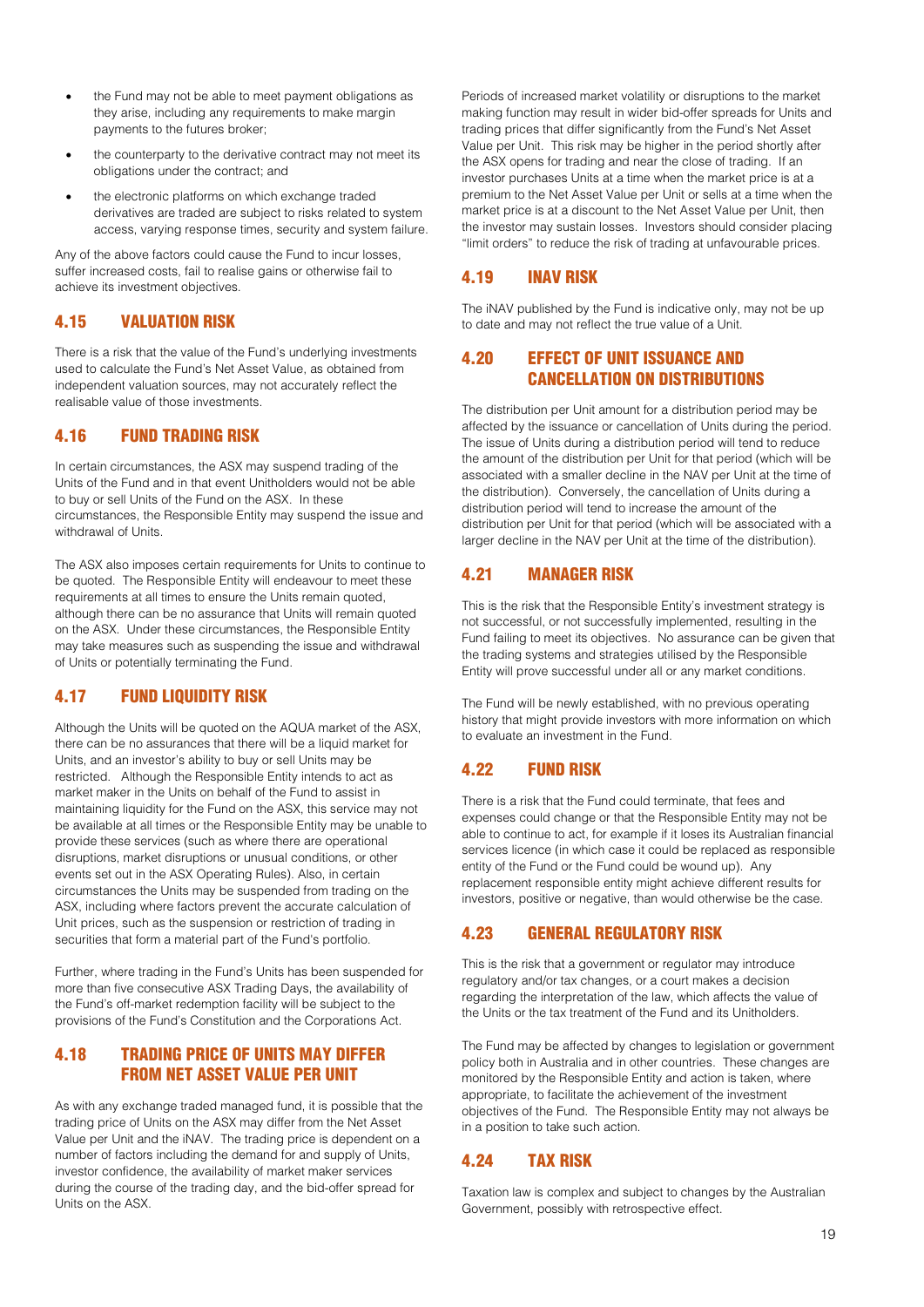- the Fund may not be able to meet payment obligations as they arise, including any requirements to make margin payments to the futures broker;
- the counterparty to the derivative contract may not meet its obligations under the contract; and
- the electronic platforms on which exchange traded derivatives are traded are subject to risks related to system access, varying response times, security and system failure.

Any of the above factors could cause the Fund to incur losses, suffer increased costs, fail to realise gains or otherwise fail to achieve its investment objectives.

## 4.15 VALUATION RISK

There is a risk that the value of the Fund's underlying investments used to calculate the Fund's Net Asset Value, as obtained from independent valuation sources, may not accurately reflect the realisable value of those investments.

## 4.16 FUND TRADING RISK

In certain circumstances, the ASX may suspend trading of the Units of the Fund and in that event Unitholders would not be able to buy or sell Units of the Fund on the ASX. In these circumstances, the Responsible Entity may suspend the issue and withdrawal of Units.

The ASX also imposes certain requirements for Units to continue to be quoted. The Responsible Entity will endeavour to meet these requirements at all times to ensure the Units remain quoted, although there can be no assurance that Units will remain quoted on the ASX. Under these circumstances, the Responsible Entity may take measures such as suspending the issue and withdrawal of Units or potentially terminating the Fund.

## 4.17 FUND LIQUIDITY RISK

Although the Units will be quoted on the AQUA market of the ASX, there can be no assurances that there will be a liquid market for Units, and an investor's ability to buy or sell Units may be restricted. Although the Responsible Entity intends to act as market maker in the Units on behalf of the Fund to assist in maintaining liquidity for the Fund on the ASX, this service may not be available at all times or the Responsible Entity may be unable to provide these services (such as where there are operational disruptions, market disruptions or unusual conditions, or other events set out in the ASX Operating Rules). Also, in certain circumstances the Units may be suspended from trading on the ASX, including where factors prevent the accurate calculation of Unit prices, such as the suspension or restriction of trading in securities that form a material part of the Fund's portfolio.

Further, where trading in the Fund's Units has been suspended for more than five consecutive ASX Trading Days, the availability of the Fund's off-market redemption facility will be subject to the provisions of the Fund's Constitution and the Corporations Act.

## 4.18 TRADING PRICE OF UNITS MAY DIFFER FROM NET ASSET VALUE PER UNIT

As with any exchange traded managed fund, it is possible that the trading price of Units on the ASX may differ from the Net Asset Value per Unit and the iNAV. The trading price is dependent on a number of factors including the demand for and supply of Units, investor confidence, the availability of market maker services during the course of the trading day, and the bid-offer spread for Units on the ASX.

Periods of increased market volatility or disruptions to the market making function may result in wider bid-offer spreads for Units and trading prices that differ significantly from the Fund's Net Asset Value per Unit. This risk may be higher in the period shortly after the ASX opens for trading and near the close of trading. If an investor purchases Units at a time when the market price is at a premium to the Net Asset Value per Unit or sells at a time when the market price is at a discount to the Net Asset Value per Unit, then the investor may sustain losses. Investors should consider placing "limit orders" to reduce the risk of trading at unfavourable prices.

## 4.19 INAV RISK

The iNAV published by the Fund is indicative only, may not be up to date and may not reflect the true value of a Unit.

## 4.20 EFFECT OF UNIT ISSUANCE AND CANCELLATION ON DISTRIBUTIONS

The distribution per Unit amount for a distribution period may be affected by the issuance or cancellation of Units during the period. The issue of Units during a distribution period will tend to reduce the amount of the distribution per Unit for that period (which will be associated with a smaller decline in the NAV per Unit at the time of the distribution). Conversely, the cancellation of Units during a distribution period will tend to increase the amount of the distribution per Unit for that period (which will be associated with a larger decline in the NAV per Unit at the time of the distribution).

## 4.21 MANAGER RISK

This is the risk that the Responsible Entity's investment strategy is not successful, or not successfully implemented, resulting in the Fund failing to meet its objectives. No assurance can be given that the trading systems and strategies utilised by the Responsible Entity will prove successful under all or any market conditions.

The Fund will be newly established, with no previous operating history that might provide investors with more information on which to evaluate an investment in the Fund.

## 4.22 FUND RISK

There is a risk that the Fund could terminate, that fees and expenses could change or that the Responsible Entity may not be able to continue to act, for example if it loses its Australian financial services licence (in which case it could be replaced as responsible entity of the Fund or the Fund could be wound up). Any replacement responsible entity might achieve different results for investors, positive or negative, than would otherwise be the case.

## 4.23 GENERAL REGULATORY RISK

This is the risk that a government or regulator may introduce regulatory and/or tax changes, or a court makes a decision regarding the interpretation of the law, which affects the value of the Units or the tax treatment of the Fund and its Unitholders.

The Fund may be affected by changes to legislation or government policy both in Australia and in other countries. These changes are monitored by the Responsible Entity and action is taken, where appropriate, to facilitate the achievement of the investment objectives of the Fund. The Responsible Entity may not always be in a position to take such action.

## 4.24 TAX RISK

Taxation law is complex and subject to changes by the Australian Government, possibly with retrospective effect.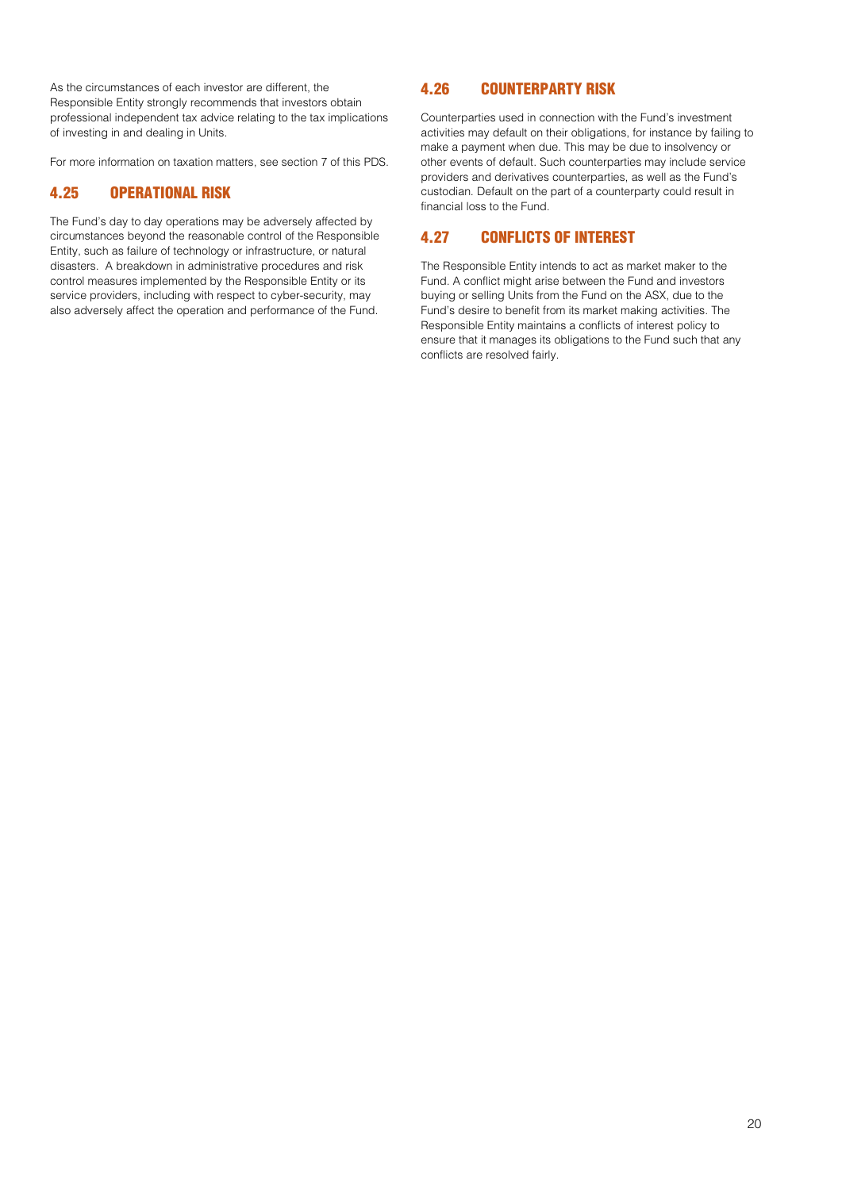As the circumstances of each investor are different, the Responsible Entity strongly recommends that investors obtain professional independent tax advice relating to the tax implications of investing in and dealing in Units.

For more information on taxation matters, see section 7 of this PDS.

## 4.25 OPERATIONAL RISK

The Fund's day to day operations may be adversely affected by circumstances beyond the reasonable control of the Responsible Entity, such as failure of technology or infrastructure, or natural disasters. A breakdown in administrative procedures and risk control measures implemented by the Responsible Entity or its service providers, including with respect to cyber-security, may also adversely affect the operation and performance of the Fund.

## 4.26 COUNTERPARTY RISK

Counterparties used in connection with the Fund's investment activities may default on their obligations, for instance by failing to make a payment when due. This may be due to insolvency or other events of default. Such counterparties may include service providers and derivatives counterparties, as well as the Fund's custodian. Default on the part of a counterparty could result in financial loss to the Fund.

## 4.27 CONFLICTS OF INTEREST

The Responsible Entity intends to act as market maker to the Fund. A conflict might arise between the Fund and investors buying or selling Units from the Fund on the ASX, due to the Fund's desire to benefit from its market making activities. The Responsible Entity maintains a conflicts of interest policy to ensure that it manages its obligations to the Fund such that any conflicts are resolved fairly.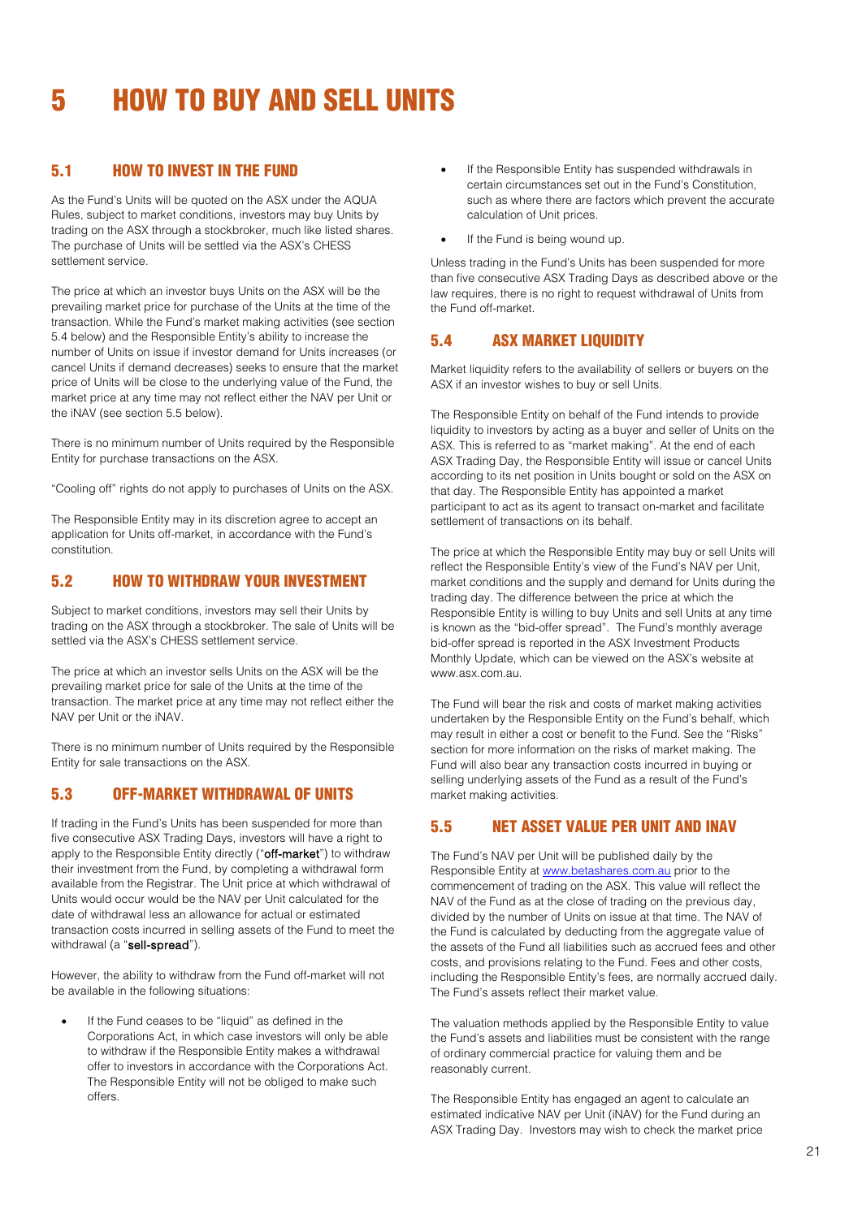# 5 HOW TO BUY AND SELL UNITS

## 5.1 HOW TO INVEST IN THE FUND

As the Fund's Units will be quoted on the ASX under the AQUA Rules, subject to market conditions, investors may buy Units by trading on the ASX through a stockbroker, much like listed shares. The purchase of Units will be settled via the ASX's CHESS settlement service.

The price at which an investor buys Units on the ASX will be the prevailing market price for purchase of the Units at the time of the transaction. While the Fund's market making activities (see section 5.4 below) and the Responsible Entity's ability to increase the number of Units on issue if investor demand for Units increases (or cancel Units if demand decreases) seeks to ensure that the market price of Units will be close to the underlying value of the Fund, the market price at any time may not reflect either the NAV per Unit or the iNAV (see section 5.5 below).

There is no minimum number of Units required by the Responsible Entity for purchase transactions on the ASX.

"Cooling off" rights do not apply to purchases of Units on the ASX.

The Responsible Entity may in its discretion agree to accept an application for Units off-market, in accordance with the Fund's constitution.

## 5.2 HOW TO WITHDRAW YOUR INVESTMENT

Subject to market conditions, investors may sell their Units by trading on the ASX through a stockbroker. The sale of Units will be settled via the ASX's CHESS settlement service.

The price at which an investor sells Units on the ASX will be the prevailing market price for sale of the Units at the time of the transaction. The market price at any time may not reflect either the NAV per Unit or the iNAV.

There is no minimum number of Units required by the Responsible Entity for sale transactions on the ASX.

## 5.3 OFF-MARKET WITHDRAWAL OF UNITS

If trading in the Fund's Units has been suspended for more than five consecutive ASX Trading Days, investors will have a right to apply to the Responsible Entity directly ("**off-market**") to withdraw their investment from the Fund, by completing a withdrawal form available from the Registrar. The Unit price at which withdrawal of Units would occur would be the NAV per Unit calculated for the date of withdrawal less an allowance for actual or estimated transaction costs incurred in selling assets of the Fund to meet the withdrawal (a "**sell-spread**").

However, the ability to withdraw from the Fund off-market will not be available in the following situations:

- If the Fund ceases to be "liquid" as defined in the Corporations Act, in which case investors will only be able to withdraw if the Responsible Entity makes a withdrawal offer to investors in accordance with the Corporations Act. The Responsible Entity will not be obliged to make such offers.
- If the Responsible Entity has suspended withdrawals in certain circumstances set out in the Fund's Constitution, such as where there are factors which prevent the accurate calculation of Unit prices.
- If the Fund is being wound up.

Unless trading in the Fund's Units has been suspended for more than five consecutive ASX Trading Days as described above or the law requires, there is no right to request withdrawal of Units from the Fund off-market.

## 5.4 ASX MARKET LIQUIDITY

Market liquidity refers to the availability of sellers or buyers on the ASX if an investor wishes to buy or sell Units.

The Responsible Entity on behalf of the Fund intends to provide liquidity to investors by acting as a buyer and seller of Units on the ASX. This is referred to as "market making". At the end of each ASX Trading Day, the Responsible Entity will issue or cancel Units according to its net position in Units bought or sold on the ASX on that day. The Responsible Entity has appointed a market participant to act as its agent to transact on-market and facilitate settlement of transactions on its behalf.

The price at which the Responsible Entity may buy or sell Units will reflect the Responsible Entity's view of the Fund's NAV per Unit, market conditions and the supply and demand for Units during the trading day. The difference between the price at which the Responsible Entity is willing to buy Units and sell Units at any time is known as the "bid-offer spread". The Fund's monthly average bid-offer spread is reported in the ASX Investment Products Monthly Update, which can be viewed on the ASX's website at www.asx.com.au.

The Fund will bear the risk and costs of market making activities undertaken by the Responsible Entity on the Fund's behalf, which may result in either a cost or benefit to the Fund. See the "Risks" section for more information on the risks of market making. The Fund will also bear any transaction costs incurred in buying or selling underlying assets of the Fund as a result of the Fund's market making activities.

## 5.5 NET ASSET VALUE PER UNIT AND INAV

The Fund's NAV per Unit will be published daily by the Responsible Entity at www.betashares.com.au prior to the commencement of trading on the ASX. This value will reflect the NAV of the Fund as at the close of trading on the previous day, divided by the number of Units on issue at that time. The NAV of the Fund is calculated by deducting from the aggregate value of the assets of the Fund all liabilities such as accrued fees and other costs, and provisions relating to the Fund. Fees and other costs, including the Responsible Entity's fees, are normally accrued daily. The Fund's assets reflect their market value.

The valuation methods applied by the Responsible Entity to value the Fund's assets and liabilities must be consistent with the range of ordinary commercial practice for valuing them and be reasonably current.

The Responsible Entity has engaged an agent to calculate an estimated indicative NAV per Unit (iNAV) for the Fund during an ASX Trading Day. Investors may wish to check the market price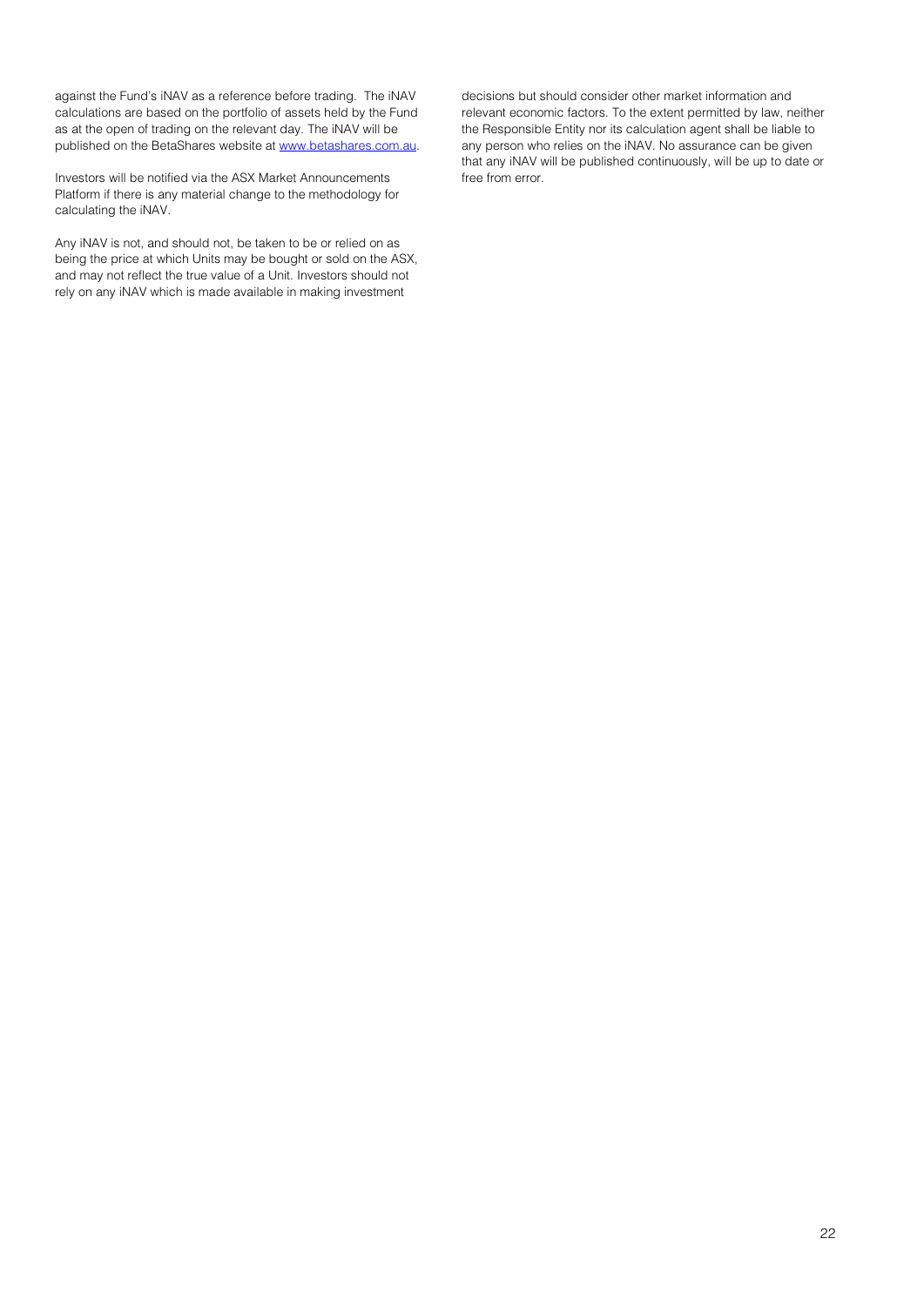against the Fund's iNAV as a reference before trading. The iNAV calculations are based on the portfolio of assets held by the Fund as at the open of trading on the relevant day. The iNAV will be published on the BetaShares website at [www.betashares.com.au](http://www.betashares.com.au).

Investors will be notified via the ASX Market Announcements Platform if there is any material change to the methodology for calculating the iNAV.

Any iNAV is not, and should not, be taken to be or relied on as being the price at which Units may be bought or sold on the ASX, and may not reflect the true value of a Unit. Investors should not rely on any iNAV which is made available in making investment decisions but should consider other market information and relevant economic factors. To the extent permitted by law, neither the Responsible Entity nor its calculation agent shall be liable to any person who relies on the iNAV. No assurance can be given that any iNAV will be published continuously, will be up to date or free from error.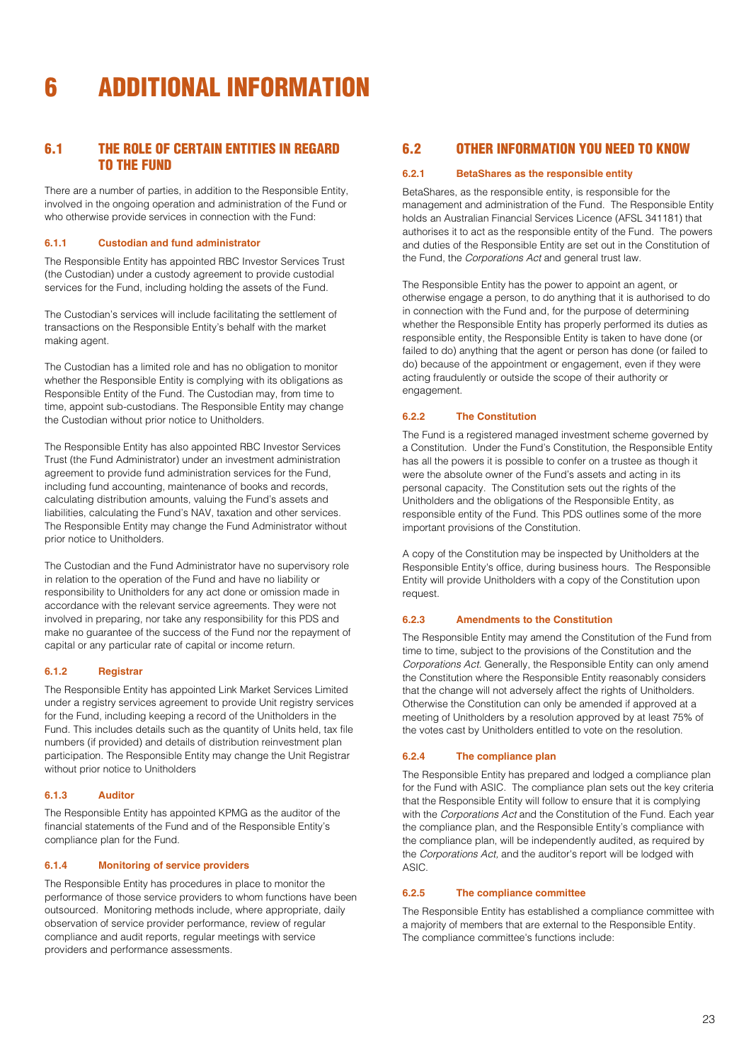# 6 ADDITIONAL INFORMATION

## 6.1 THE ROLE OF CERTAIN ENTITIES IN REGARD TO THE FUND

There are a number of parties, in addition to the Responsible Entity, involved in the ongoing operation and administration of the Fund or who otherwise provide services in connection with the Fund:

### 6.1.1 Custodian and fund administrator

The Responsible Entity has appointed RBC Investor Services Trust (the Custodian) under a custody agreement to provide custodial services for the Fund, including holding the assets of the Fund.

The Custodian's services will include facilitating the settlement of transactions on the Responsible Entity's behalf with the market making agent.

The Custodian has a limited role and has no obligation to monitor whether the Responsible Entity is complying with its obligations as Responsible Entity of the Fund. The Custodian may, from time to time, appoint sub-custodians. The Responsible Entity may change the Custodian without prior notice to Unitholders.

The Responsible Entity has also appointed RBC Investor Services Trust (the Fund Administrator) under an investment administration agreement to provide fund administration services for the Fund, including fund accounting, maintenance of books and records, calculating distribution amounts, valuing the Fund's assets and liabilities, calculating the Fund's NAV, taxation and other services. The Responsible Entity may change the Fund Administrator without prior notice to Unitholders.

The Custodian and the Fund Administrator have no supervisory role in relation to the operation of the Fund and have no liability or responsibility to Unitholders for any act done or omission made in accordance with the relevant service agreements. They were not involved in preparing, nor take any responsibility for this PDS and make no guarantee of the success of the Fund nor the repayment of capital or any particular rate of capital or income return.

### 6.1.2 Registrar

The Responsible Entity has appointed Link Market Services Limited under a registry services agreement to provide Unit registry services for the Fund, including keeping a record of the Unitholders in the Fund. This includes details such as the quantity of Units held, tax file numbers (if provided) and details of distribution reinvestment plan participation. The Responsible Entity may change the Unit Registrar without prior notice to Unitholders

### 6.1.3 Auditor

The Responsible Entity has appointed KPMG as the auditor of the financial statements of the Fund and of the Responsible Entity's compliance plan for the Fund.

### 6.1.4 Monitoring of service providers

The Responsible Entity has procedures in place to monitor the performance of those service providers to whom functions have been outsourced. Monitoring methods include, where appropriate, daily observation of service provider performance, review of regular compliance and audit reports, regular meetings with service providers and performance assessments.

## 6.2 OTHER INFORMATION YOU NEED TO KNOW

### 6.2.1 BetaShares as the responsible entity

BetaShares, as the responsible entity, is responsible for the management and administration of the Fund. The Responsible Entity holds an Australian Financial Services Licence (AFSL 341181) that authorises it to act as the responsible entity of the Fund. The powers and duties of the Responsible Entity are set out in the Constitution of the Fund, the *Corporations Act* and general trust law.

The Responsible Entity has the power to appoint an agent, or otherwise engage a person, to do anything that it is authorised to do in connection with the Fund and, for the purpose of determining whether the Responsible Entity has properly performed its duties as responsible entity, the Responsible Entity is taken to have done (or failed to do) anything that the agent or person has done (or failed to do) because of the appointment or engagement, even if they were acting fraudulently or outside the scope of their authority or engagement.

### 6.2.2 The Constitution

The Fund is a registered managed investment scheme governed by a Constitution. Under the Fund's Constitution, the Responsible Entity has all the powers it is possible to confer on a trustee as though it were the absolute owner of the Fund's assets and acting in its personal capacity. The Constitution sets out the rights of the Unitholders and the obligations of the Responsible Entity, as responsible entity of the Fund. This PDS outlines some of the more important provisions of the Constitution.

A copy of the Constitution may be inspected by Unitholders at the Responsible Entity's office, during business hours. The Responsible Entity will provide Unitholders with a copy of the Constitution upon request.

### 6.2.3 Amendments to the Constitution

The Responsible Entity may amend the Constitution of the Fund from time to time, subject to the provisions of the Constitution and the *Corporations Act*. Generally, the Responsible Entity can only amend the Constitution where the Responsible Entity reasonably considers that the change will not adversely affect the rights of Unitholders. Otherwise the Constitution can only be amended if approved at a meeting of Unitholders by a resolution approved by at least 75% of the votes cast by Unitholders entitled to vote on the resolution.

### 6.2.4 The compliance plan

The Responsible Entity has prepared and lodged a compliance plan for the Fund with ASIC. The compliance plan sets out the key criteria that the Responsible Entity will follow to ensure that it is complying with the *Corporations Act* and the Constitution of the Fund. Each year the compliance plan, and the Responsible Entity's compliance with the compliance plan, will be independently audited, as required by the *Corporations Act*, and the auditor's report will be lodged with ASIC.

### 6.2.5 The compliance committee

The Responsible Entity has established a compliance committee with a majority of members that are external to the Responsible Entity. The compliance committee's functions include: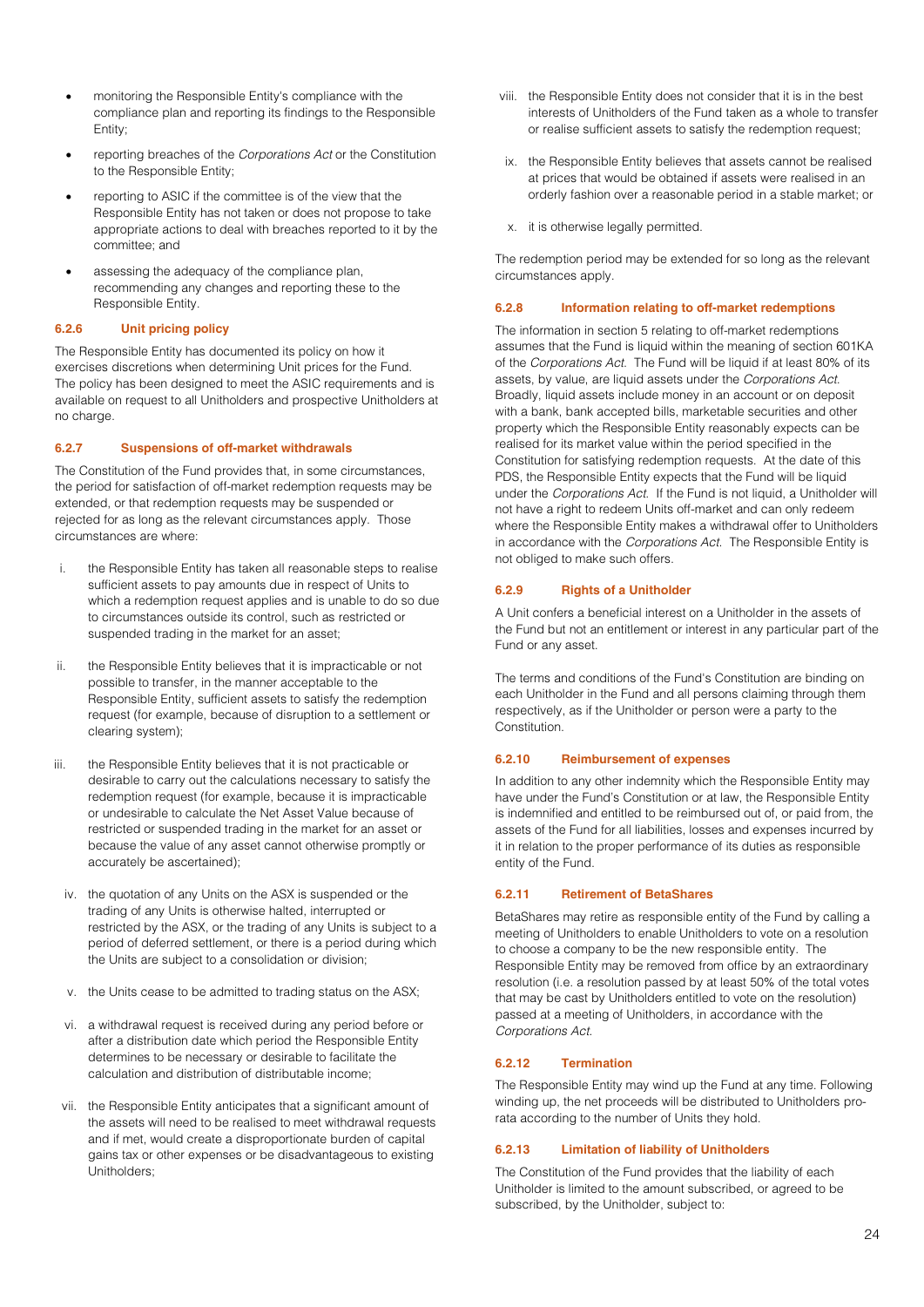- monitoring the Responsible Entity's compliance with the compliance plan and reporting its findings to the Responsible Entity;
- reporting breaches of the *Corporations Act* or the Constitution to the Responsible Entity;
- reporting to ASIC if the committee is of the view that the Responsible Entity has not taken or does not propose to take appropriate actions to deal with breaches reported to it by the committee; and
- assessing the adequacy of the compliance plan, recommending any changes and reporting these to the Responsible Entity.

#### 6.2.6 Unit pricing policy

The Responsible Entity has documented its policy on how it exercises discretions when determining Unit prices for the Fund. The policy has been designed to meet the ASIC requirements and is available on request to all Unitholders and prospective Unitholders at no charge.

#### 6.2.7 Suspensions of off-market withdrawals

The Constitution of the Fund provides that, in some circumstances, the period for satisfaction of off-market redemption requests may be extended, or that redemption requests may be suspended or rejected for as long as the relevant circumstances apply. Those circumstances are where:

i. the Responsible Entity has taken all reasonable steps to realise sufficient assets to pay amounts due in respect of Units to which a redemption request applies and is unable to do so due to circumstances outside its control, such as restricted or suspended trading in the market for an asset;

ii. the Responsible Entity believes that it is impracticable or not possible to transfer, in the manner acceptable to the Responsible Entity, sufficient assets to satisfy the redemption request (for example, because of disruption to a settlement or clearing system);

iii. the Responsible Entity believes that it is not practicable or desirable to carry out the calculations necessary to satisfy the redemption request (for example, because it is impracticable or undesirable to calculate the Net Asset Value because of restricted or suspended trading in the market for an asset or because the value of any asset cannot otherwise promptly or accurately be ascertained);

iv. the quotation of any Units on the ASX is suspended or the trading of any Units is otherwise halted, interrupted or restricted by the ASX, or the trading of any Units is subject to a period of deferred settlement, or there is a period during which the Units are subject to a consolidation or division;

v. the Units cease to be admitted to trading status on the ASX;

vi. a withdrawal request is received during any period before or after a distribution date which period the Responsible Entity determines to be necessary or desirable to facilitate the calculation and distribution of distributable income;

vii. the Responsible Entity anticipates that a significant amount of the assets will need to be realised to meet withdrawal requests and if met, would create a disproportionate burden of capital gains tax or other expenses or be disadvantageous to existing Unitholders;

viii. the Responsible Entity does not consider that it is in the best interests of Unitholders of the Fund taken as a whole to transfer or realise sufficient assets to satisfy the redemption request;

ix. the Responsible Entity believes that assets cannot be realised at prices that would be obtained if assets were realised in an orderly fashion over a reasonable period in a stable market; or

x. it is otherwise legally permitted.

The redemption period may be extended for so long as the relevant circumstances apply.

#### 6.2.8 Information relating to off-market redemptions

The information in section 5 relating to off-market redemptions assumes that the Fund is liquid within the meaning of section 601KA of the *Corporations Act*. The Fund will be liquid if at least 80% of its assets, by value, are liquid assets under the *Corporations Act*. Broadly, liquid assets include money in an account or on deposit with a bank, bank accepted bills, marketable securities and other property which the Responsible Entity reasonably expects can be realised for its market value within the period specified in the Constitution for satisfying redemption requests. At the date of this PDS, the Responsible Entity expects that the Fund will be liquid under the *Corporations Act*. If the Fund is not liquid, a Unitholder will not have a right to redeem Units off-market and can only redeem where the Responsible Entity makes a withdrawal offer to Unitholders in accordance with the *Corporations Act*. The Responsible Entity is not obliged to make such offers.

#### 6.2.9 Rights of a Unitholder

A Unit confers a beneficial interest on a Unitholder in the assets of the Fund but not an entitlement or interest in any particular part of the Fund or any asset.

The terms and conditions of the Fund's Constitution are binding on each Unitholder in the Fund and all persons claiming through them respectively, as if the Unitholder or person were a party to the Constitution.

#### 6.2.10 Reimbursement of expenses

In addition to any other indemnity which the Responsible Entity may have under the Fund's Constitution or at law, the Responsible Entity is indemnified and entitled to be reimbursed out of, or paid from, the assets of the Fund for all liabilities, losses and expenses incurred by it in relation to the proper performance of its duties as responsible entity of the Fund.

#### 6.2.11 Retirement of BetaShares

BetaShares may retire as responsible entity of the Fund by calling a meeting of Unitholders to enable Unitholders to vote on a resolution to choose a company to be the new responsible entity. The Responsible Entity may be removed from office by an extraordinary resolution (i.e. a resolution passed by at least 50% of the total votes that may be cast by Unitholders entitled to vote on the resolution) passed at a meeting of Unitholders, in accordance with the *Corporations Act*.

#### 6.2.12 Termination

The Responsible Entity may wind up the Fund at any time. Following winding up, the net proceeds will be distributed to Unitholders pro-rata according to the number of Units they hold.

#### 6.2.13 Limitation of liability of Unitholders

The Constitution of the Fund provides that the liability of each Unitholder is limited to the amount subscribed, or agreed to be subscribed, by the Unitholder, subject to: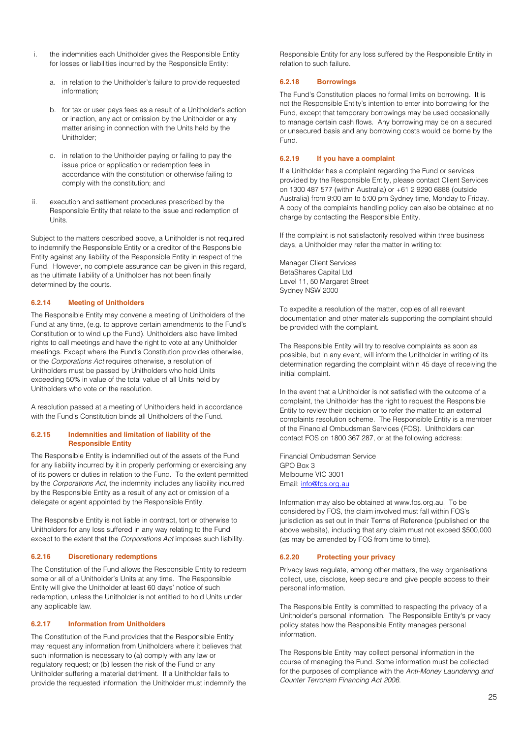i. the indemnities each Unitholder gives the Responsible Entity for losses or liabilities incurred by the Responsible Entity:

   a. in relation to the Unitholder's failure to provide requested information;

   b. for tax or user pays fees as a result of a Unitholder's action or inaction, any act or omission by the Unitholder or any matter arising in connection with the Units held by the Unitholder;

   c. in relation to the Unitholder paying or failing to pay the issue price or application or redemption fees in accordance with the constitution or otherwise failing to comply with the constitution; and

ii. execution and settlement procedures prescribed by the Responsible Entity that relate to the issue and redemption of Units.

Subject to the matters described above, a Unitholder is not required to indemnify the Responsible Entity or a creditor of the Responsible Entity against any liability of the Responsible Entity in respect of the Fund. However, no complete assurance can be given in this regard, as the ultimate liability of a Unitholder has not been finally determined by the courts.

### 6.2.14 Meeting of Unitholders

The Responsible Entity may convene a meeting of Unitholders of the Fund at any time, (e.g. to approve certain amendments to the Fund's Constitution or to wind up the Fund). Unitholders also have limited rights to call meetings and have the right to vote at any Unitholder meetings. Except where the Fund's Constitution provides otherwise, or the *Corporations Act* requires otherwise, a resolution of Unitholders must be passed by Unitholders who hold Units exceeding 50% in value of the total value of all Units held by Unitholders who vote on the resolution.

A resolution passed at a meeting of Unitholders held in accordance with the Fund's Constitution binds all Unitholders of the Fund.

### 6.2.15 Indemnities and limitation of liability of the Responsible Entity

The Responsible Entity is indemnified out of the assets of the Fund for any liability incurred by it in properly performing or exercising any of its powers or duties in relation to the Fund. To the extent permitted by the *Corporations Act*, the indemnity includes any liability incurred by the Responsible Entity as a result of any act or omission of a delegate or agent appointed by the Responsible Entity.

The Responsible Entity is not liable in contract, tort or otherwise to Unitholders for any loss suffered in any way relating to the Fund except to the extent that the *Corporations Act* imposes such liability.

### 6.2.16 Discretionary redemptions

The Constitution of the Fund allows the Responsible Entity to redeem some or all of a Unitholder's Units at any time. The Responsible Entity will give the Unitholder at least 60 days' notice of such redemption, unless the Unitholder is not entitled to hold Units under any applicable law.

### 6.2.17 Information from Unitholders

The Constitution of the Fund provides that the Responsible Entity may request any information from Unitholders where it believes that such information is necessary to (a) comply with any law or regulatory request; or (b) lessen the risk of the Fund or any Unitholder suffering a material detriment. If a Unitholder fails to provide the requested information, the Unitholder must indemnify the Responsible Entity for any loss suffered by the Responsible Entity in relation to such failure.

### 6.2.18 Borrowings

The Fund's Constitution places no formal limits on borrowing. It is not the Responsible Entity's intention to enter into borrowing for the Fund, except that temporary borrowings may be used occasionally to manage certain cash flows. Any borrowing may be on a secured or unsecured basis and any borrowing costs would be borne by the Fund.

### 6.2.19 If you have a complaint

If a Unitholder has a complaint regarding the Fund or services provided by the Responsible Entity, please contact Client Services on 1300 487 577 (within Australia) or +61 2 9290 6888 (outside Australia) from 9:00 am to 5:00 pm Sydney time, Monday to Friday. A copy of the complaints handling policy can also be obtained at no charge by contacting the Responsible Entity.

If the complaint is not satisfactorily resolved within three business days, a Unitholder may refer the matter in writing to:

Manager Client Services  
BetaShares Capital Ltd  
Level 11, 50 Margaret Street  
Sydney NSW 2000

To expedite a resolution of the matter, copies of all relevant documentation and other materials supporting the complaint should be provided with the complaint.

The Responsible Entity will try to resolve complaints as soon as possible, but in any event, will inform the Unitholder in writing of its determination regarding the complaint within 45 days of receiving the initial complaint.

In the event that a Unitholder is not satisfied with the outcome of a complaint, the Unitholder has the right to request the Responsible Entity to review their decision or to refer the matter to an external complaints resolution scheme. The Responsible Entity is a member of the Financial Ombudsman Services (FOS). Unitholders can contact FOS on 1800 367 287, or at the following address:

Financial Ombudsman Service  
GPO Box 3  
Melbourne VIC 3001  
Email: info@fos.org.au

Information may also be obtained at www.fos.org.au. To be considered by FOS, the claim involved must fall within FOS's jurisdiction as set out in their Terms of Reference (published on the above website), including that any claim must not exceed $500,000 (as may be amended by FOS from time to time).

### 6.2.20 Protecting your privacy

Privacy laws regulate, among other matters, the way organisations collect, use, disclose, keep secure and give people access to their personal information.

The Responsible Entity is committed to respecting the privacy of a Unitholder's personal information. The Responsible Entity's privacy policy states how the Responsible Entity manages personal information.

The Responsible Entity may collect personal information in the course of managing the Fund. Some information must be collected for the purposes of compliance with the *Anti-Money Laundering and Counter Terrorism Financing Act 2006*.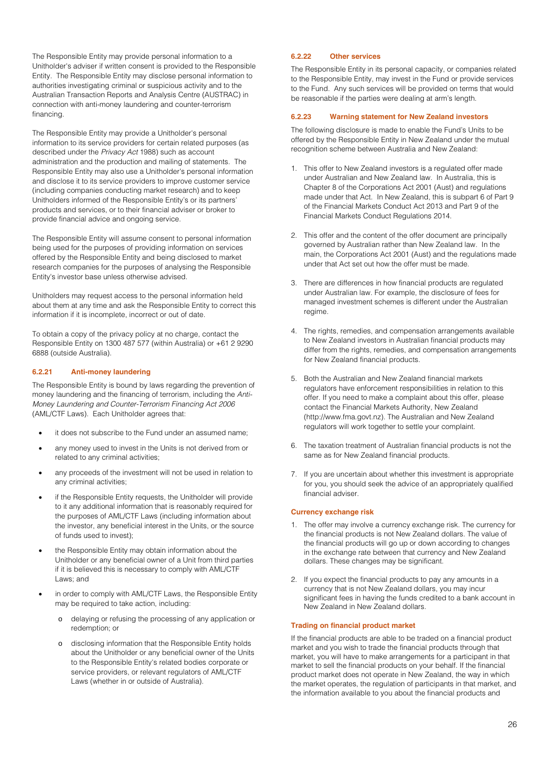The Responsible Entity may provide personal information to a Unitholder's adviser if written consent is provided to the Responsible Entity. The Responsible Entity may disclose personal information to authorities investigating criminal or suspicious activity and to the Australian Transaction Reports and Analysis Centre (AUSTRAC) in connection with anti-money laundering and counter-terrorism financing.

The Responsible Entity may provide a Unitholder's personal information to its service providers for certain related purposes (as described under the *Privacy Act* 1988) such as account administration and the production and mailing of statements. The Responsible Entity may also use a Unitholder's personal information and disclose it to its service providers to improve customer service (including companies conducting market research) and to keep Unitholders informed of the Responsible Entity's or its partners' products and services, or to their financial adviser or broker to provide financial advice and ongoing service.

The Responsible Entity will assume consent to personal information being used for the purposes of providing information on services offered by the Responsible Entity and being disclosed to market research companies for the purposes of analysing the Responsible Entity's investor base unless otherwise advised.

Unitholders may request access to the personal information held about them at any time and ask the Responsible Entity to correct this information if it is incomplete, incorrect or out of date.

To obtain a copy of the privacy policy at no charge, contact the Responsible Entity on 1300 487 577 (within Australia) or +61 2 9290 6888 (outside Australia).

### 6.2.21 Anti-money laundering

The Responsible Entity is bound by laws regarding the prevention of money laundering and the financing of terrorism, including the *Anti-Money Laundering and Counter-Terrorism Financing Act 2006* (AML/CTF Laws). Each Unitholder agrees that:

- it does not subscribe to the Fund under an assumed name;
- any money used to invest in the Units is not derived from or related to any criminal activities;
- any proceeds of the investment will not be used in relation to any criminal activities;
- if the Responsible Entity requests, the Unitholder will provide to it any additional information that is reasonably required for the purposes of AML/CTF Laws (including information about the investor, any beneficial interest in the Units, or the source of funds used to invest);
- the Responsible Entity may obtain information about the Unitholder or any beneficial owner of a Unit from third parties if it is believed this is necessary to comply with AML/CTF Laws; and
- in order to comply with AML/CTF Laws, the Responsible Entity may be required to take action, including:
  - delaying or refusing the processing of any application or redemption; or
  - disclosing information that the Responsible Entity holds about the Unitholder or any beneficial owner of the Units to the Responsible Entity's related bodies corporate or service providers, or relevant regulators of AML/CTF Laws (whether in or outside of Australia).

### 6.2.22 Other services

The Responsible Entity in its personal capacity, or companies related to the Responsible Entity, may invest in the Fund or provide services to the Fund. Any such services will be provided on terms that would be reasonable if the parties were dealing at arm's length.

### 6.2.23 Warning statement for New Zealand investors

The following disclosure is made to enable the Fund's Units to be offered by the Responsible Entity in New Zealand under the mutual recognition scheme between Australia and New Zealand:

1. This offer to New Zealand investors is a regulated offer made under Australian and New Zealand law. In Australia, this is Chapter 8 of the Corporations Act 2001 (Aust) and regulations made under that Act. In New Zealand, this is subpart 6 of Part 9 of the Financial Markets Conduct Act 2013 and Part 9 of the Financial Markets Conduct Regulations 2014.
2. This offer and the content of the offer document are principally governed by Australian rather than New Zealand law. In the main, the Corporations Act 2001 (Aust) and the regulations made under that Act set out how the offer must be made.
3. There are differences in how financial products are regulated under Australian law. For example, the disclosure of fees for managed investment schemes is different under the Australian regime.
4. The rights, remedies, and compensation arrangements available to New Zealand investors in Australian financial products may differ from the rights, remedies, and compensation arrangements for New Zealand financial products.
5. Both the Australian and New Zealand financial markets regulators have enforcement responsibilities in relation to this offer. If you need to make a complaint about this offer, please contact the Financial Markets Authority, New Zealand (http://www.fma.govt.nz). The Australian and New Zealand regulators will work together to settle your complaint.
6. The taxation treatment of Australian financial products is not the same as for New Zealand financial products.
7. If you are uncertain about whether this investment is appropriate for you, you should seek the advice of an appropriately qualified financial adviser.

#### Currency exchange risk

1. The offer may involve a currency exchange risk. The currency for the financial products is not New Zealand dollars. The value of the financial products will go up or down according to changes in the exchange rate between that currency and New Zealand dollars. These changes may be significant.
2. If you expect the financial products to pay any amounts in a currency that is not New Zealand dollars, you may incur significant fees in having the funds credited to a bank account in New Zealand in New Zealand dollars.

#### Trading on financial product market

If the financial products are able to be traded on a financial product market and you wish to trade the financial products through that market, you will have to make arrangements for a participant in that market to sell the financial products on your behalf. If the financial product market does not operate in New Zealand, the way in which the market operates, the regulation of participants in that market, and the information available to you about the financial products and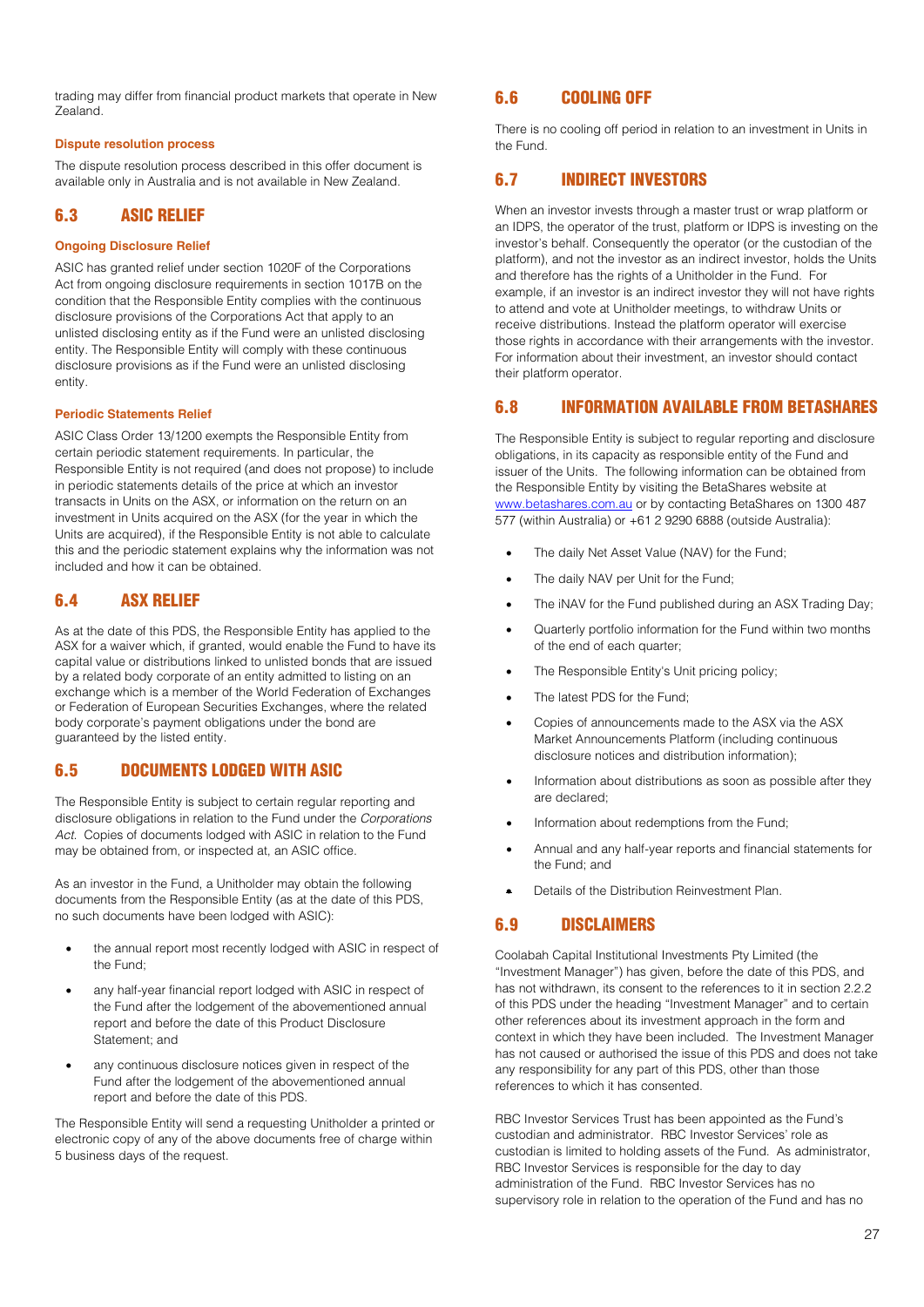trading may differ from financial product markets that operate in New Zealand.

#### Dispute resolution process

The dispute resolution process described in this offer document is available only in Australia and is not available in New Zealand.

## 6.3 ASIC RELIEF

#### Ongoing Disclosure Relief

ASIC has granted relief under section 1020F of the Corporations Act from ongoing disclosure requirements in section 1017B on the condition that the Responsible Entity complies with the continuous disclosure provisions of the Corporations Act that apply to an unlisted disclosing entity as if the Fund were an unlisted disclosing entity. The Responsible Entity will comply with these continuous disclosure provisions as if the Fund were an unlisted disclosing entity.

#### Periodic Statements Relief

ASIC Class Order 13/1200 exempts the Responsible Entity from certain periodic statement requirements. In particular, the Responsible Entity is not required (and does not propose) to include in periodic statements details of the price at which an investor transacts in Units on the ASX, or information on the return on an investment in Units acquired on the ASX (for the year in which the Units are acquired), if the Responsible Entity is not able to calculate this and the periodic statement explains why the information was not included and how it can be obtained.

## 6.4 ASX RELIEF

As at the date of this PDS, the Responsible Entity has applied to the ASX for a waiver which, if granted, would enable the Fund to have its capital value or distributions linked to unlisted bonds that are issued by a related body corporate of an entity admitted to listing on an exchange which is a member of the World Federation of Exchanges or Federation of European Securities Exchanges, where the related body corporate's payment obligations under the bond are guaranteed by the listed entity.

## 6.5 DOCUMENTS LODGED WITH ASIC

The Responsible Entity is subject to certain regular reporting and disclosure obligations in relation to the Fund under the *Corporations Act*. Copies of documents lodged with ASIC in relation to the Fund may be obtained from, or inspected at, an ASIC office.

As an investor in the Fund, a Unitholder may obtain the following documents from the Responsible Entity (as at the date of this PDS, no such documents have been lodged with ASIC):

- the annual report most recently lodged with ASIC in respect of the Fund;
- any half-year financial report lodged with ASIC in respect of the Fund after the lodgement of the abovementioned annual report and before the date of this Product Disclosure Statement; and
- any continuous disclosure notices given in respect of the Fund after the lodgement of the abovementioned annual report and before the date of this PDS.

The Responsible Entity will send a requesting Unitholder a printed or electronic copy of any of the above documents free of charge within 5 business days of the request.

## 6.6 COOLING OFF

There is no cooling off period in relation to an investment in Units in the Fund.

## 6.7 INDIRECT INVESTORS

When an investor invests through a master trust or wrap platform or an IDPS, the operator of the trust, platform or IDPS is investing on the investor's behalf. Consequently the operator (or the custodian of the platform), and not the investor as an indirect investor, holds the Units and therefore has the rights of a Unitholder in the Fund. For example, if an investor is an indirect investor they will not have rights to attend and vote at Unitholder meetings, to withdraw Units or receive distributions. Instead the platform operator will exercise those rights in accordance with their arrangements with the investor. For information about their investment, an investor should contact their platform operator.

## 6.8 INFORMATION AVAILABLE FROM BETASHARES

The Responsible Entity is subject to regular reporting and disclosure obligations, in its capacity as responsible entity of the Fund and issuer of the Units. The following information can be obtained from the Responsible Entity by visiting the BetaShares website at www.betashares.com.au or by contacting BetaShares on 1300 487 577 (within Australia) or +61 2 9290 6888 (outside Australia):

- The daily Net Asset Value (NAV) for the Fund;
- The daily NAV per Unit for the Fund;
- The iNAV for the Fund published during an ASX Trading Day;
- Quarterly portfolio information for the Fund within two months of the end of each quarter;
- The Responsible Entity's Unit pricing policy;
- The latest PDS for the Fund;
- Copies of announcements made to the ASX via the ASX Market Announcements Platform (including continuous disclosure notices and distribution information);
- Information about distributions as soon as possible after they are declared;
- Information about redemptions from the Fund;
- Annual and any half-year reports and financial statements for the Fund; and
- Details of the Distribution Reinvestment Plan.

## 6.9 DISCLAIMERS

Coolabah Capital Institutional Investments Pty Limited (the "Investment Manager") has given, before the date of this PDS, and has not withdrawn, its consent to the references to it in section 2.2.2 of this PDS under the heading "Investment Manager" and to certain other references about its investment approach in the form and context in which they have been included. The Investment Manager has not caused or authorised the issue of this PDS and does not take any responsibility for any part of this PDS, other than those references to which it has consented.

RBC Investor Services Trust has been appointed as the Fund's custodian and administrator. RBC Investor Services' role as custodian is limited to holding assets of the Fund. As administrator, RBC Investor Services is responsible for the day to day administration of the Fund. RBC Investor Services has no supervisory role in relation to the operation of the Fund and has no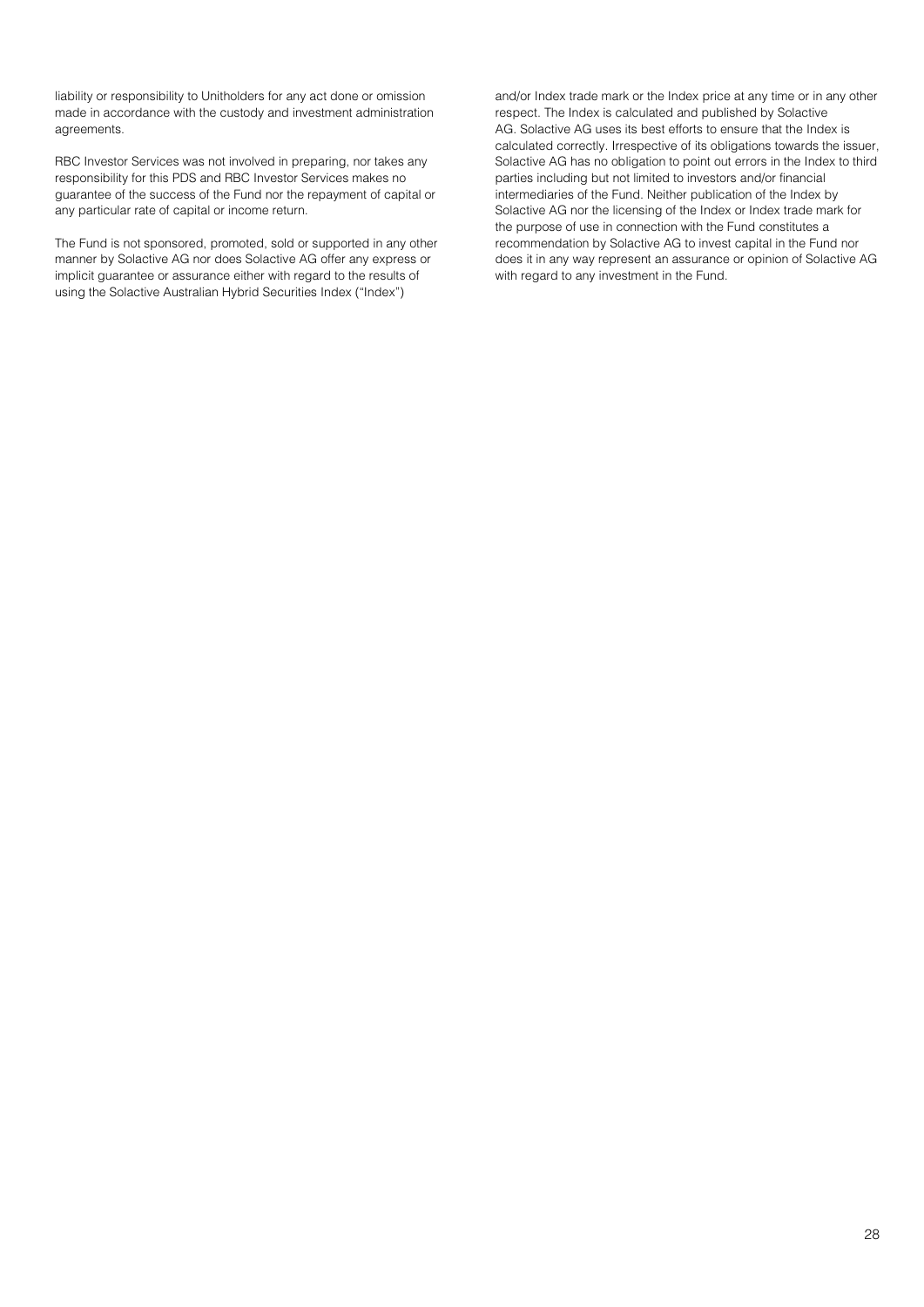liability or responsibility to Unitholders for any act done or omission made in accordance with the custody and investment administration agreements.

RBC Investor Services was not involved in preparing, nor takes any responsibility for this PDS and RBC Investor Services makes no guarantee of the success of the Fund nor the repayment of capital or any particular rate of capital or income return.

The Fund is not sponsored, promoted, sold or supported in any other manner by Solactive AG nor does Solactive AG offer any express or implicit guarantee or assurance either with regard to the results of using the Solactive Australian Hybrid Securities Index ("Index") and/or Index trade mark or the Index price at any time or in any other respect. The Index is calculated and published by Solactive AG. Solactive AG uses its best efforts to ensure that the Index is calculated correctly. Irrespective of its obligations towards the issuer, Solactive AG has no obligation to point out errors in the Index to third parties including but not limited to investors and/or financial intermediaries of the Fund. Neither publication of the Index by Solactive AG nor the licensing of the Index or Index trade mark for the purpose of use in connection with the Fund constitutes a recommendation by Solactive AG to invest capital in the Fund nor does it in any way represent an assurance or opinion of Solactive AG with regard to any investment in the Fund.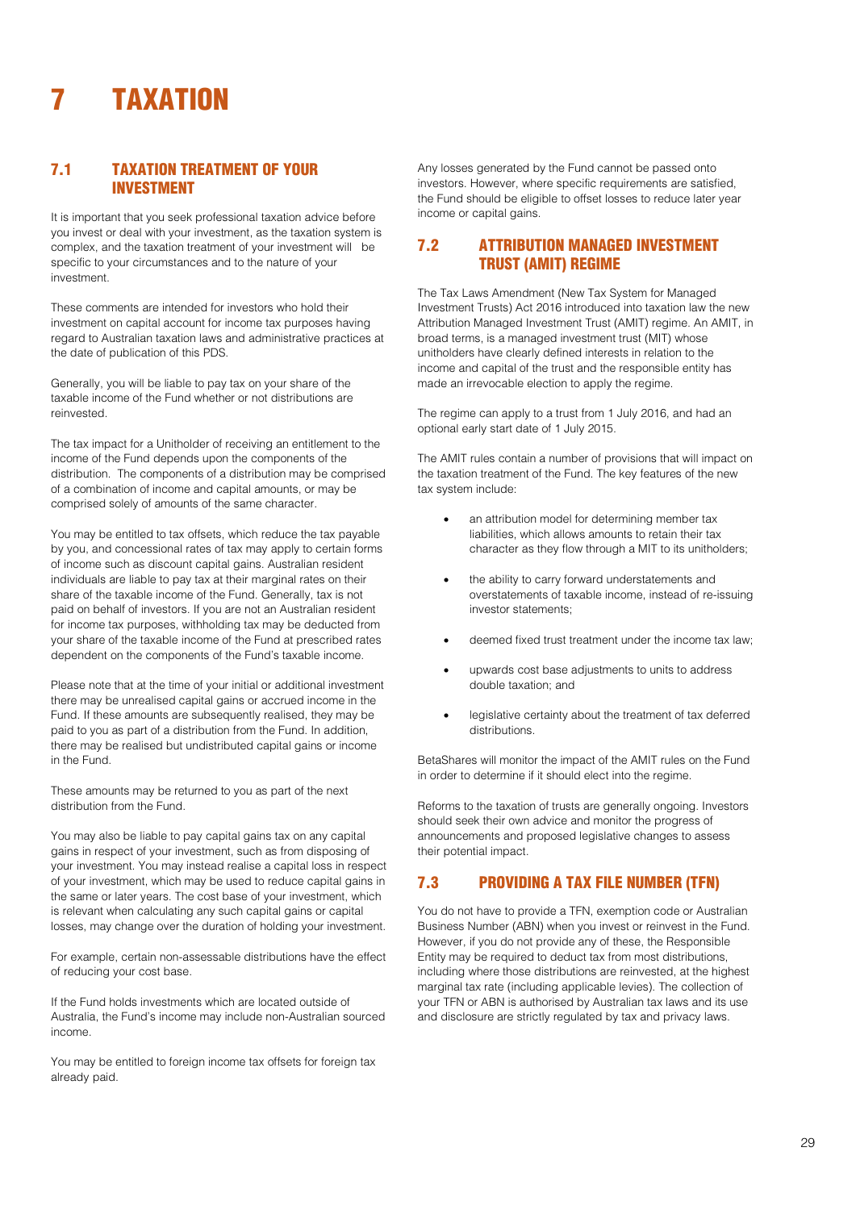# 7 TAXATION

## 7.1 TAXATION TREATMENT OF YOUR INVESTMENT

It is important that you seek professional taxation advice before you invest or deal with your investment, as the taxation system is complex, and the taxation treatment of your investment will be specific to your circumstances and to the nature of your investment.

These comments are intended for investors who hold their investment on capital account for income tax purposes having regard to Australian taxation laws and administrative practices at the date of publication of this PDS.

Generally, you will be liable to pay tax on your share of the taxable income of the Fund whether or not distributions are reinvested.

The tax impact for a Unitholder of receiving an entitlement to the income of the Fund depends upon the components of the distribution. The components of a distribution may be comprised of a combination of income and capital amounts, or may be comprised solely of amounts of the same character.

You may be entitled to tax offsets, which reduce the tax payable by you, and concessional rates of tax may apply to certain forms of income such as discount capital gains. Australian resident individuals are liable to pay tax at their marginal rates on their share of the taxable income of the Fund. Generally, tax is not paid on behalf of investors. If you are not an Australian resident for income tax purposes, withholding tax may be deducted from your share of the taxable income of the Fund at prescribed rates dependent on the components of the Fund's taxable income.

Please note that at the time of your initial or additional investment there may be unrealised capital gains or accrued income in the Fund. If these amounts are subsequently realised, they may be paid to you as part of a distribution from the Fund. In addition, there may be realised but undistributed capital gains or income in the Fund.

These amounts may be returned to you as part of the next distribution from the Fund.

You may also be liable to pay capital gains tax on any capital gains in respect of your investment, such as from disposing of your investment. You may instead realise a capital loss in respect of your investment, which may be used to reduce capital gains in the same or later years. The cost base of your investment, which is relevant when calculating any such capital gains or capital losses, may change over the duration of holding your investment.

For example, certain non-assessable distributions have the effect of reducing your cost base.

If the Fund holds investments which are located outside of Australia, the Fund's income may include non-Australian sourced income.

You may be entitled to foreign income tax offsets for foreign tax already paid.

Any losses generated by the Fund cannot be passed onto investors. However, where specific requirements are satisfied, the Fund should be eligible to offset losses to reduce later year income or capital gains.

## 7.2 ATTRIBUTION MANAGED INVESTMENT TRUST (AMIT) REGIME

The Tax Laws Amendment (New Tax System for Managed Investment Trusts) Act 2016 introduced into taxation law the new Attribution Managed Investment Trust (AMIT) regime. An AMIT, in broad terms, is a managed investment trust (MIT) whose unitholders have clearly defined interests in relation to the income and capital of the trust and the responsible entity has made an irrevocable election to apply the regime.

The regime can apply to a trust from 1 July 2016, and had an optional early start date of 1 July 2015.

The AMIT rules contain a number of provisions that will impact on the taxation treatment of the Fund. The key features of the new tax system include:

- an attribution model for determining member tax liabilities, which allows amounts to retain their tax character as they flow through a MIT to its unitholders;
- the ability to carry forward understatements and overstatements of taxable income, instead of re-issuing investor statements;
- deemed fixed trust treatment under the income tax law;
- upwards cost base adjustments to units to address double taxation; and
- legislative certainty about the treatment of tax deferred distributions.

BetaShares will monitor the impact of the AMIT rules on the Fund in order to determine if it should elect into the regime.

Reforms to the taxation of trusts are generally ongoing. Investors should seek their own advice and monitor the progress of announcements and proposed legislative changes to assess their potential impact.

## 7.3 PROVIDING A TAX FILE NUMBER (TFN)

You do not have to provide a TFN, exemption code or Australian Business Number (ABN) when you invest or reinvest in the Fund. However, if you do not provide any of these, the Responsible Entity may be required to deduct tax from most distributions, including where those distributions are reinvested, at the highest marginal tax rate (including applicable levies). The collection of your TFN or ABN is authorised by Australian tax laws and its use and disclosure are strictly regulated by tax and privacy laws.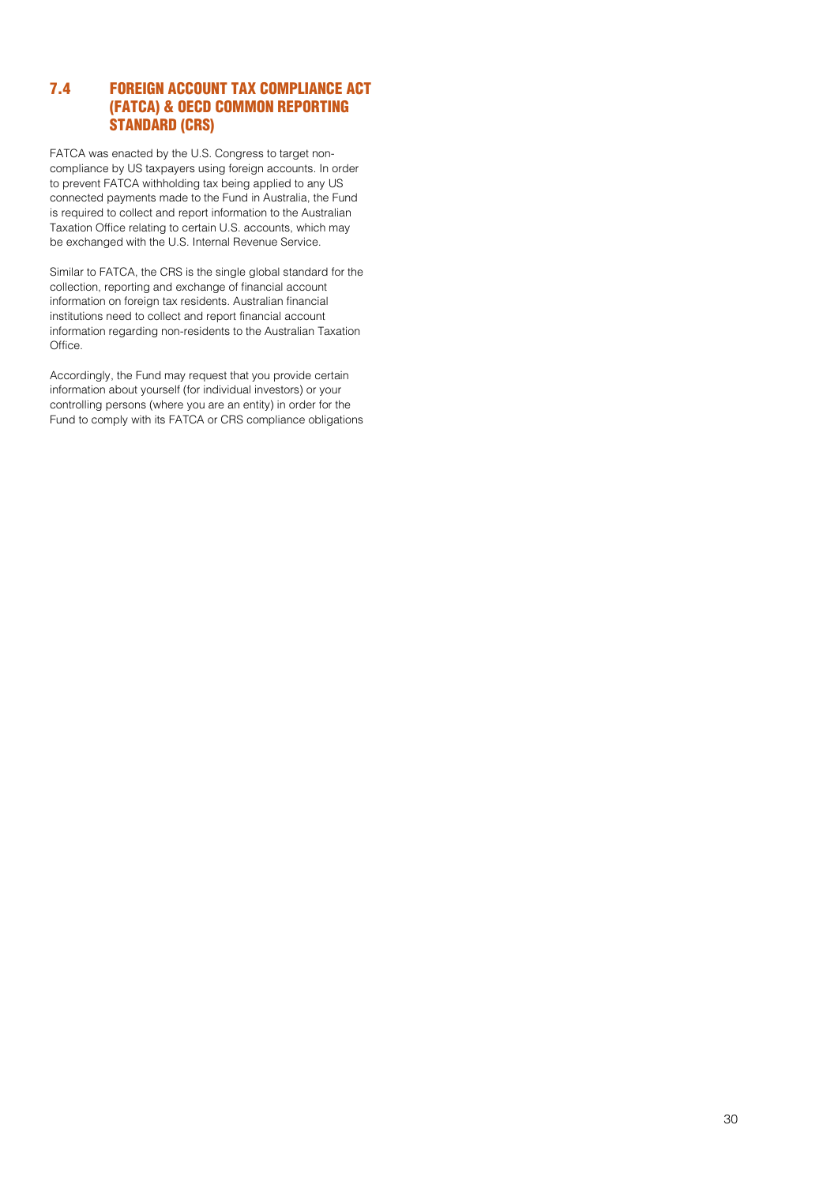## 7.4 FOREIGN ACCOUNT TAX COMPLIANCE ACT (FATCA) & OECD COMMON REPORTING STANDARD (CRS)

FATCA was enacted by the U.S. Congress to target non-compliance by US taxpayers using foreign accounts. In order to prevent FATCA withholding tax being applied to any US connected payments made to the Fund in Australia, the Fund is required to collect and report information to the Australian Taxation Office relating to certain U.S. accounts, which may be exchanged with the U.S. Internal Revenue Service.

Similar to FATCA, the CRS is the single global standard for the collection, reporting and exchange of financial account information on foreign tax residents. Australian financial institutions need to collect and report financial account information regarding non-residents to the Australian Taxation Office.

Accordingly, the Fund may request that you provide certain information about yourself (for individual investors) or your controlling persons (where you are an entity) in order for the Fund to comply with its FATCA or CRS compliance obligations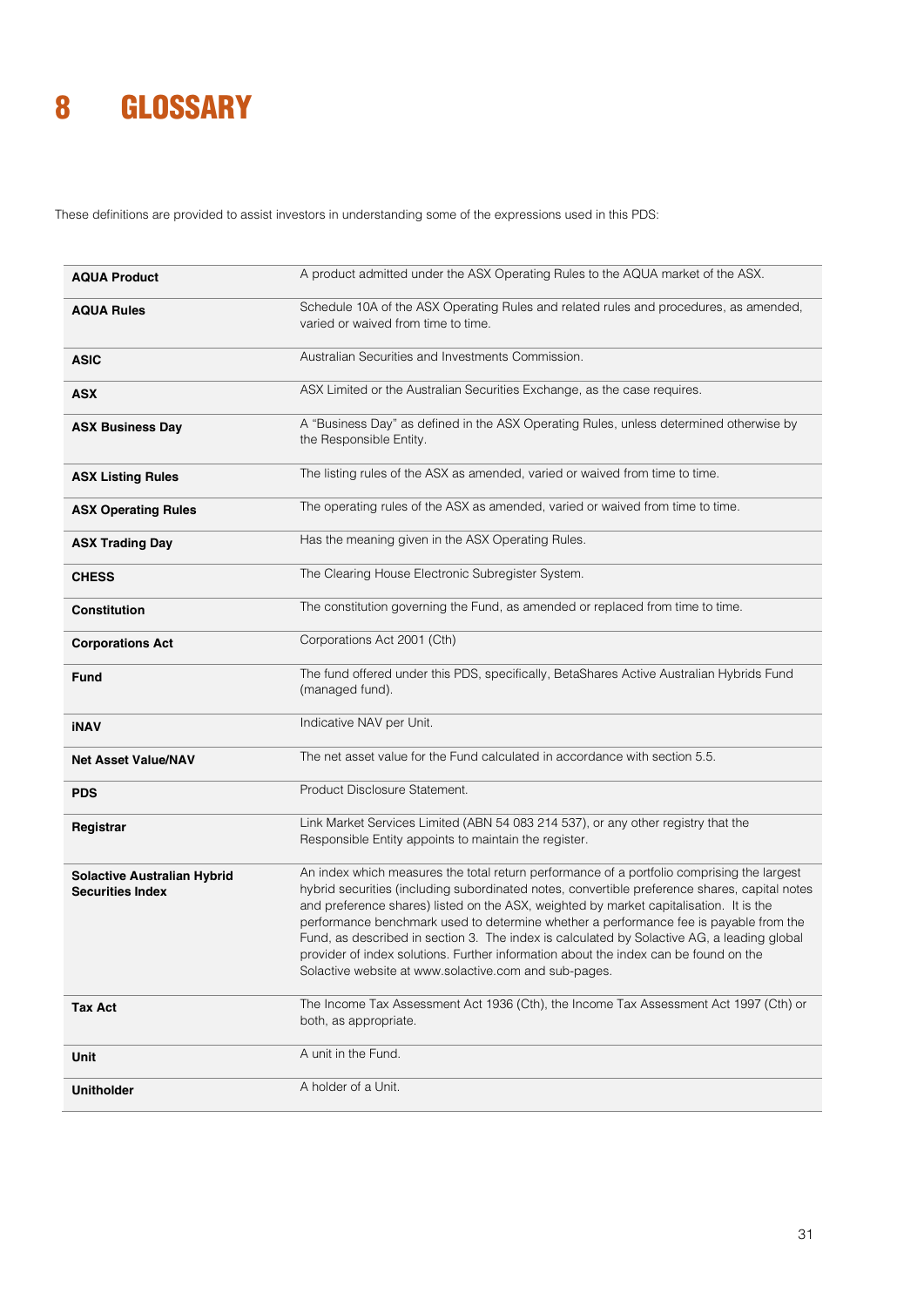# 8 GLOSSARY

These definitions are provided to assist investors in understanding some of the expressions used in this PDS:

| Term | Definition |
|---|---|
| **AQUA Product** | A product admitted under the ASX Operating Rules to the AQUA market of the ASX. |
| **AQUA Rules** | Schedule 10A of the ASX Operating Rules and related rules and procedures, as amended, varied or waived from time to time. |
| **ASIC** | Australian Securities and Investments Commission. |
| **ASX** | ASX Limited or the Australian Securities Exchange, as the case requires. |
| **ASX Business Day** | A "Business Day" as defined in the ASX Operating Rules, unless determined otherwise by the Responsible Entity. |
| **ASX Listing Rules** | The listing rules of the ASX as amended, varied or waived from time to time. |
| **ASX Operating Rules** | The operating rules of the ASX as amended, varied or waived from time to time. |
| **ASX Trading Day** | Has the meaning given in the ASX Operating Rules. |
| **CHESS** | The Clearing House Electronic Subregister System. |
| **Constitution** | The constitution governing the Fund, as amended or replaced from time to time. |
| **Corporations Act** | Corporations Act 2001 (Cth) |
| **Fund** | The fund offered under this PDS, specifically, BetaShares Active Australian Hybrids Fund (managed fund). |
| **iNAV** | Indicative NAV per Unit. |
| **Net Asset Value/NAV** | The net asset value for the Fund calculated in accordance with section 5.5. |
| **PDS** | Product Disclosure Statement. |
| **Registrar** | Link Market Services Limited (ABN 54 083 214 537), or any other registry that the Responsible Entity appoints to maintain the register. |
| **Solactive Australian Hybrid Securities Index** | An index which measures the total return performance of a portfolio comprising the largest hybrid securities (including subordinated notes, convertible preference shares, capital notes and preference shares) listed on the ASX, weighted by market capitalisation. It is the performance benchmark used to determine whether a performance fee is payable from the Fund, as described in section 3. The index is calculated by Solactive AG, a leading global provider of index solutions. Further information about the index can be found on the Solactive website at www.solactive.com and sub-pages. |
| **Tax Act** | The Income Tax Assessment Act 1936 (Cth), the Income Tax Assessment Act 1997 (Cth) or both, as appropriate. |
| **Unit** | A unit in the Fund. |
| **Unitholder** | A holder of a Unit. |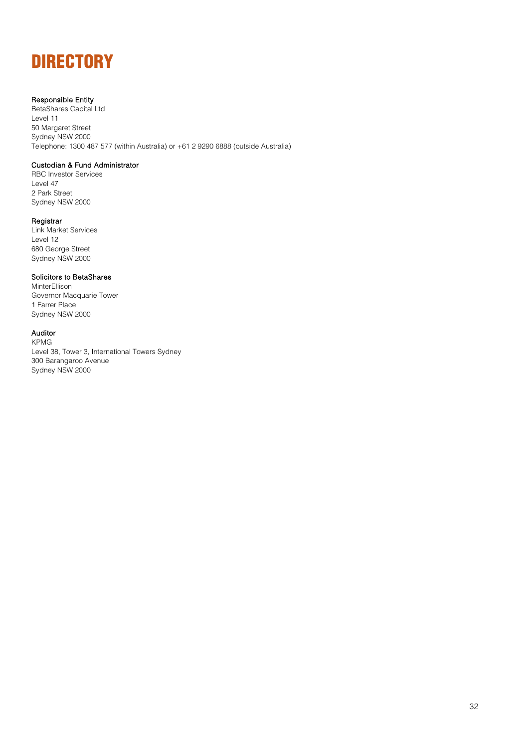# DIRECTORY

**Responsible Entity**
BetaShares Capital Ltd
Level 11
50 Margaret Street
Sydney NSW 2000
Telephone: 1300 487 577 (within Australia) or +61 2 9290 6888 (outside Australia)

**Custodian & Fund Administrator**
RBC Investor Services
Level 47
2 Park Street
Sydney NSW 2000

**Registrar**
Link Market Services
Level 12
680 George Street
Sydney NSW 2000

**Solicitors to BetaShares**
MinterEllison
Governor Macquarie Tower
1 Farrer Place
Sydney NSW 2000

**Auditor**
KPMG
Level 38, Tower 3, International Towers Sydney
300 Barangaroo Avenue
Sydney NSW 2000